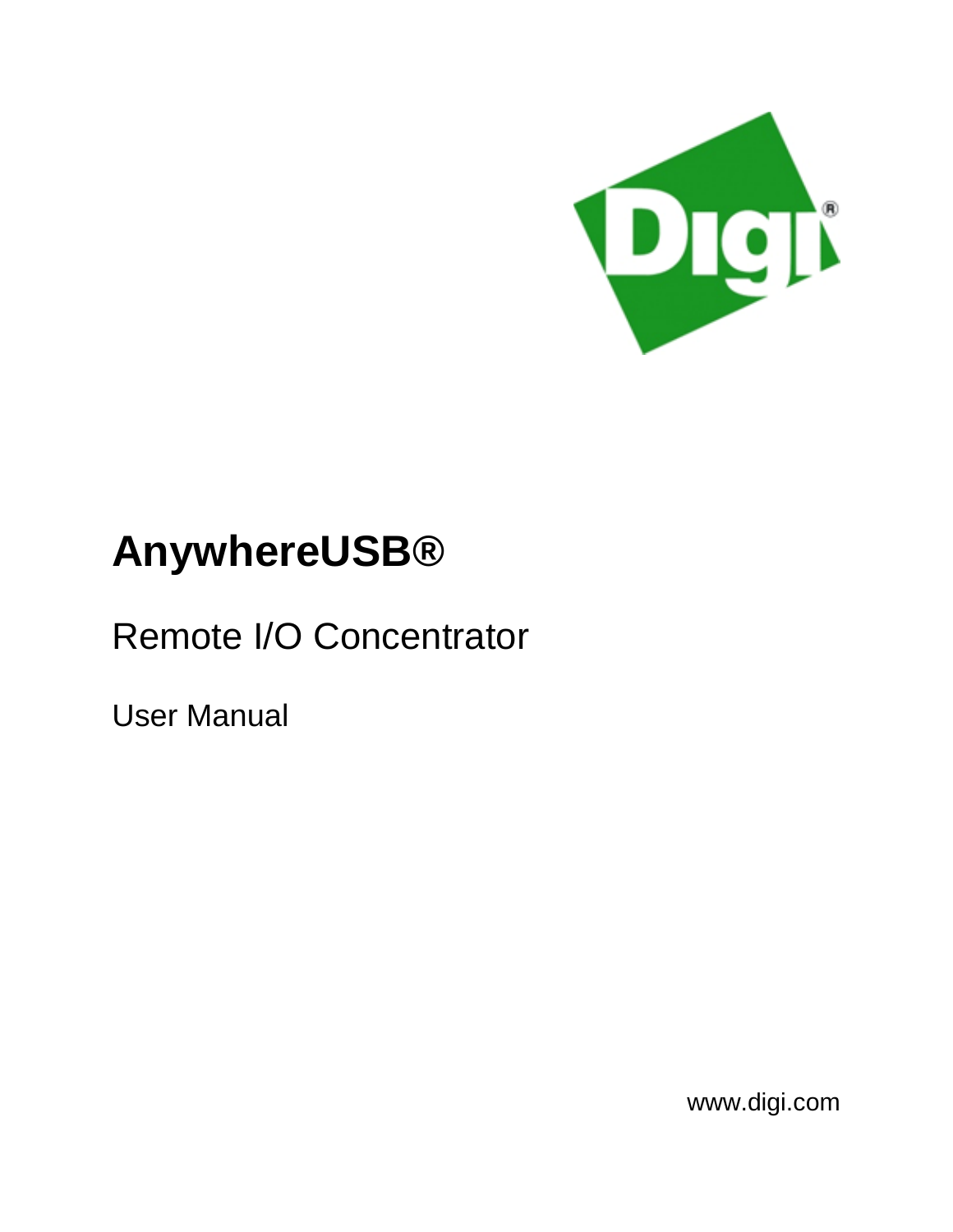# AnywhereUSB®

## Remote I/O Concentrator

User Manual

www.digi.com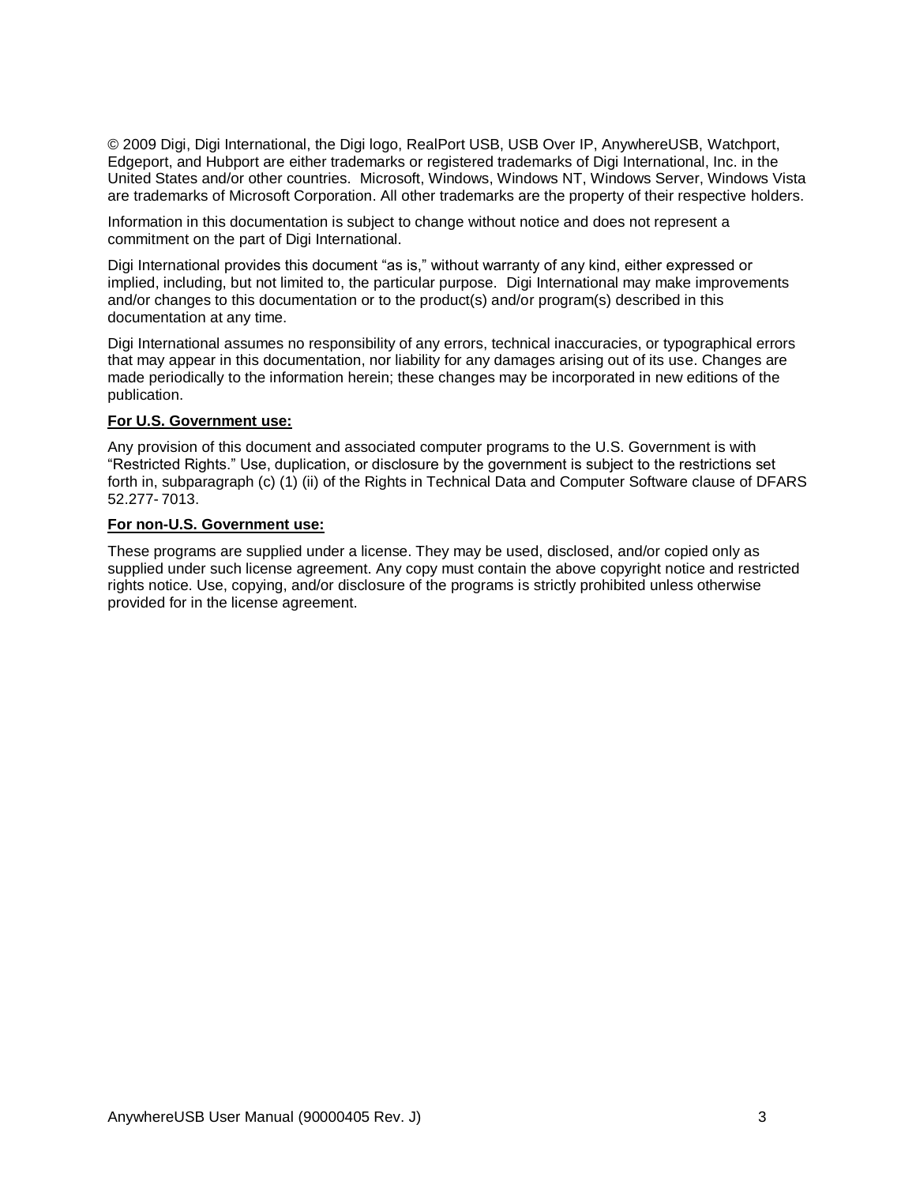© 2009 Digi, Digi International, the Digi logo, RealPort USB, USB Over IP, AnywhereUSB, Watchport, Edgeport, and Hubport are either trademarks or registered trademarks of Digi International, Inc. in the United States and/or other countries. Microsoft, Windows, Windows NT, Windows Server, Windows Vista are trademarks of Microsoft Corporation. All other trademarks are the property of their respective holders.

Information in this documentation is subject to change without notice and does not represent a commitment on the part of Digi International.

Digi International provides this document "as is," without warranty of any kind, either expressed or implied, including, but not limited to, the particular purpose. Digi International may make improvements and/or changes to this documentation or to the product(s) and/or program(s) described in this documentation at any time.

Digi International assumes no responsibility of any errors, technical inaccuracies, or typographical errors that may appear in this documentation, nor liability for any damages arising out of its use. Changes are made periodically to the information herein; these changes may be incorporated in new editions of the publication.

**For U.S. Government use:**

Any provision of this document and associated computer programs to the U.S. Government is with "Restricted Rights." Use, duplication, or disclosure by the government is subject to the restrictions set forth in, subparagraph (c) (1) (ii) of the Rights in Technical Data and Computer Software clause of DFARS 52.277- 7013.

**For non-U.S. Government use:**

These programs are supplied under a license. They may be used, disclosed, and/or copied only as supplied under such license agreement. Any copy must contain the above copyright notice and restricted rights notice. Use, copying, and/or disclosure of the programs is strictly prohibited unless otherwise provided for in the license agreement.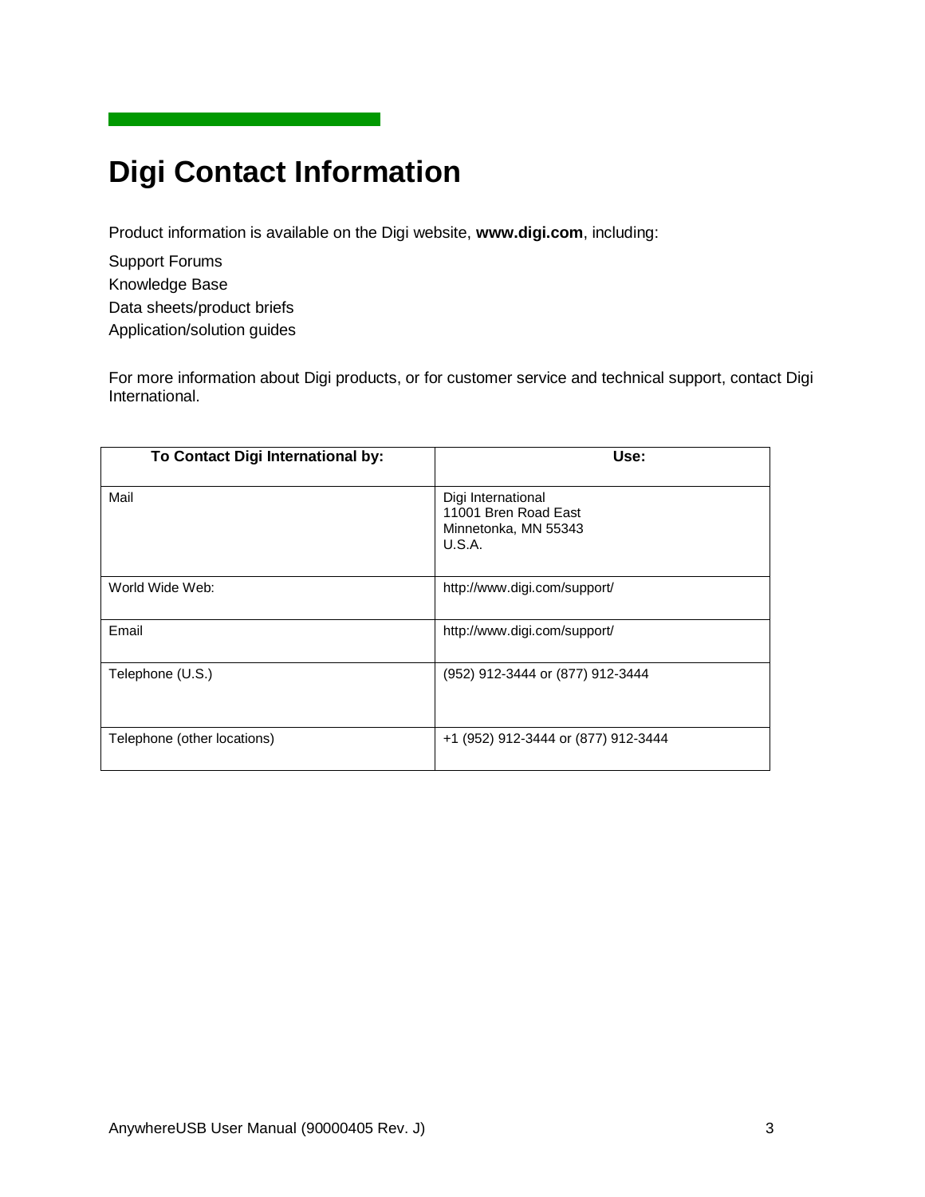# Digi Contact Information

Product information is available on the Digi website, **www.digi.com**, including:

Support Forums
Knowledge Base
Data sheets/product briefs
Application/solution guides

For more information about Digi products, or for customer service and technical support, contact Digi International.

| To Contact Digi International by: | Use: |
|---|---|
| Mail | Digi International<br>11001 Bren Road East<br>Minnetonka, MN 55343<br>U.S.A. |
| World Wide Web: | http://www.digi.com/support/ |
| Email | http://www.digi.com/support/ |
| Telephone (U.S.) | (952) 912-3444 or (877) 912-3444 |
| Telephone (other locations) | +1 (952) 912-3444 or (877) 912-3444 |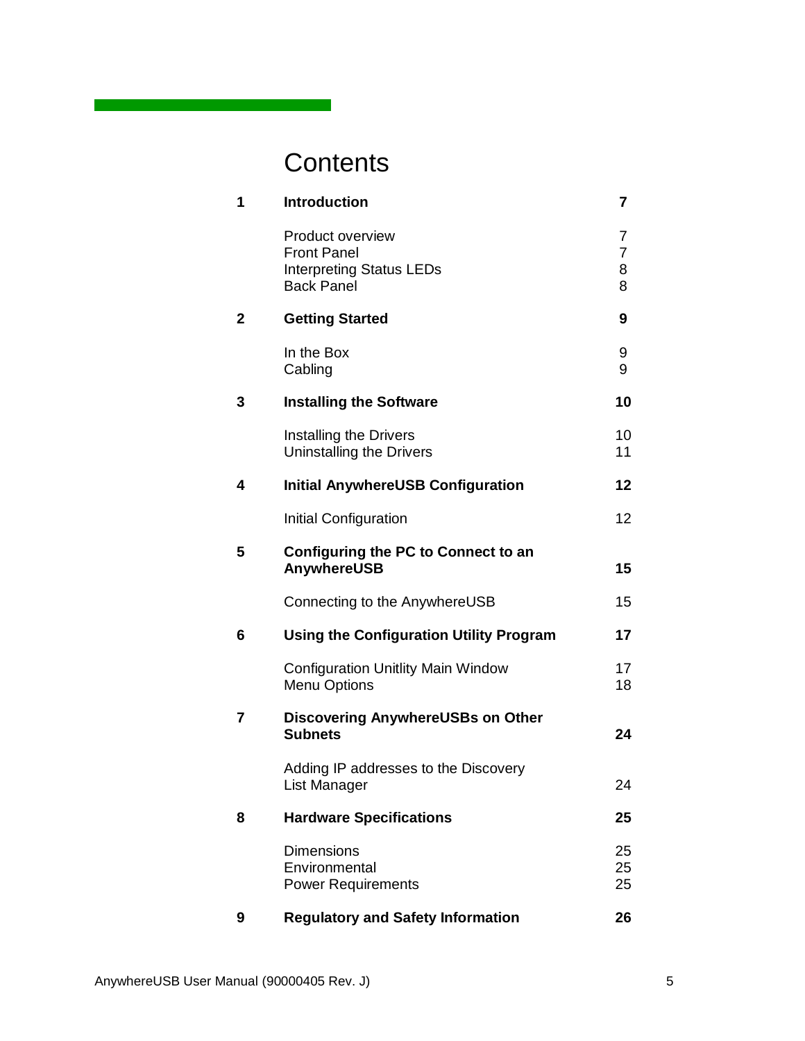# Contents

| | | |
|---|---|---|
| **1** | **Introduction** | **7** |
| | Product overview | 7 |
| | Front Panel | 7 |
| | Interpreting Status LEDs | 8 |
| | Back Panel | 8 |
| **2** | **Getting Started** | **9** |
| | In the Box | 9 |
| | Cabling | 9 |
| **3** | **Installing the Software** | **10** |
| | Installing the Drivers | 10 |
| | Uninstalling the Drivers | 11 |
| **4** | **Initial AnywhereUSB Configuration** | **12** |
| | Initial Configuration | 12 |
| **5** | **Configuring the PC to Connect to an AnywhereUSB** | **15** |
| | Connecting to the AnywhereUSB | 15 |
| **6** | **Using the Configuration Utility Program** | **17** |
| | Configuration Unitlity Main Window | 17 |
| | Menu Options | 18 |
| **7** | **Discovering AnywhereUSBs on Other Subnets** | **24** |
| | Adding IP addresses to the Discovery List Manager | 24 |
| **8** | **Hardware Specifications** | **25** |
| | Dimensions | 25 |
| | Environmental | 25 |
| | Power Requirements | 25 |
| **9** | **Regulatory and Safety Information** | **26** |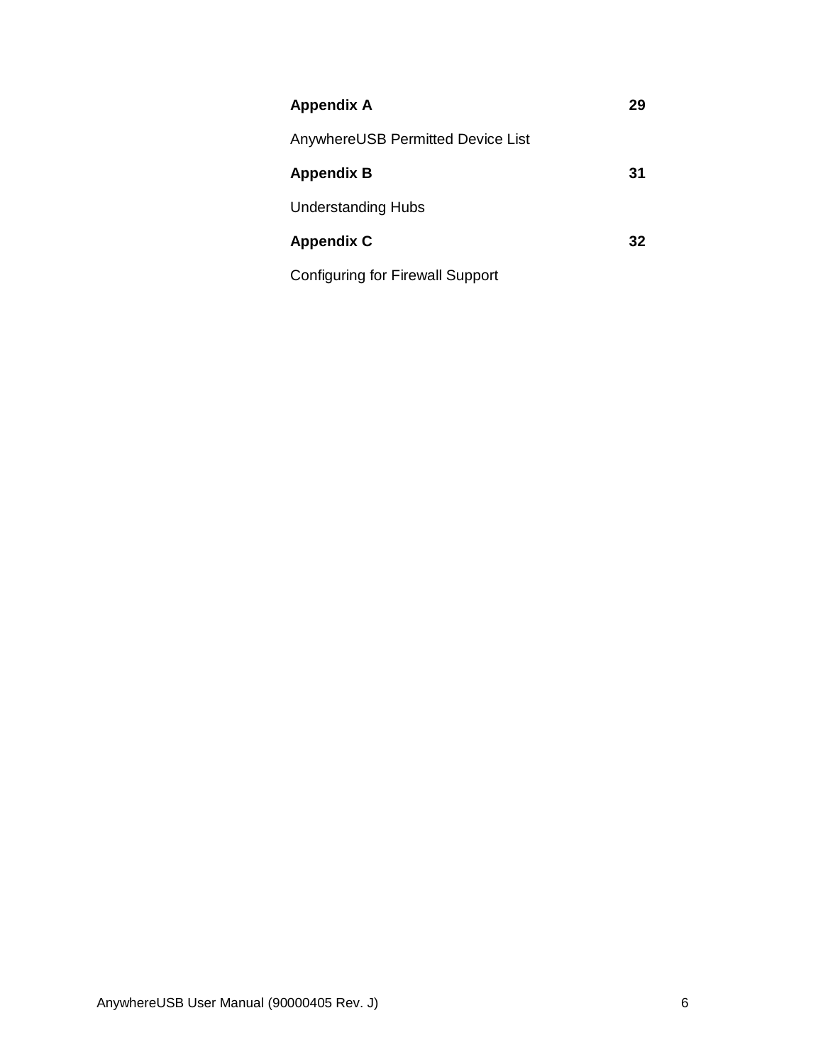**Appendix A** **29**

AnywhereUSB Permitted Device List

**Appendix B** **31**

Understanding Hubs

**Appendix C** **32**

Configuring for Firewall Support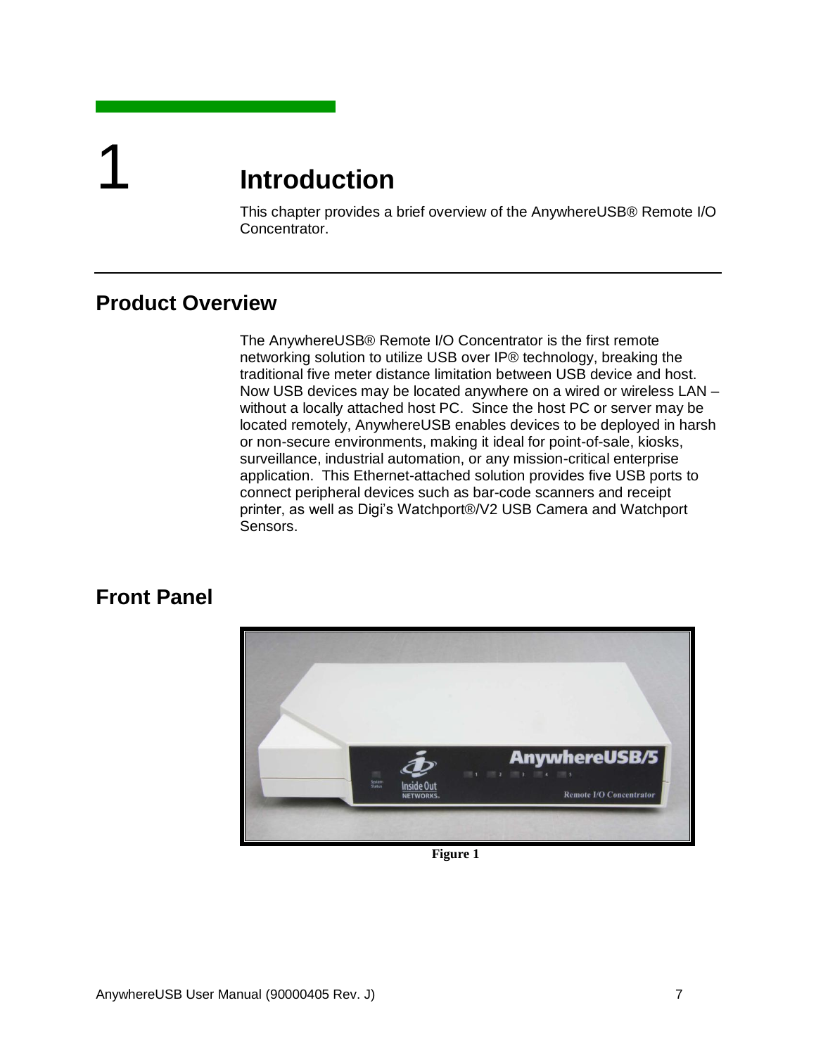# 1 Introduction

This chapter provides a brief overview of the AnywhereUSB® Remote I/O Concentrator.

## Product Overview

The AnywhereUSB® Remote I/O Concentrator is the first remote networking solution to utilize USB over IP® technology, breaking the traditional five meter distance limitation between USB device and host. Now USB devices may be located anywhere on a wired or wireless LAN – without a locally attached host PC. Since the host PC or server may be located remotely, AnywhereUSB enables devices to be deployed in harsh or non-secure environments, making it ideal for point-of-sale, kiosks, surveillance, industrial automation, or any mission-critical enterprise application. This Ethernet-attached solution provides five USB ports to connect peripheral devices such as bar-code scanners and receipt printer, as well as Digi's Watchport®/V2 USB Camera and Watchport Sensors.

## Front Panel

**Figure 1**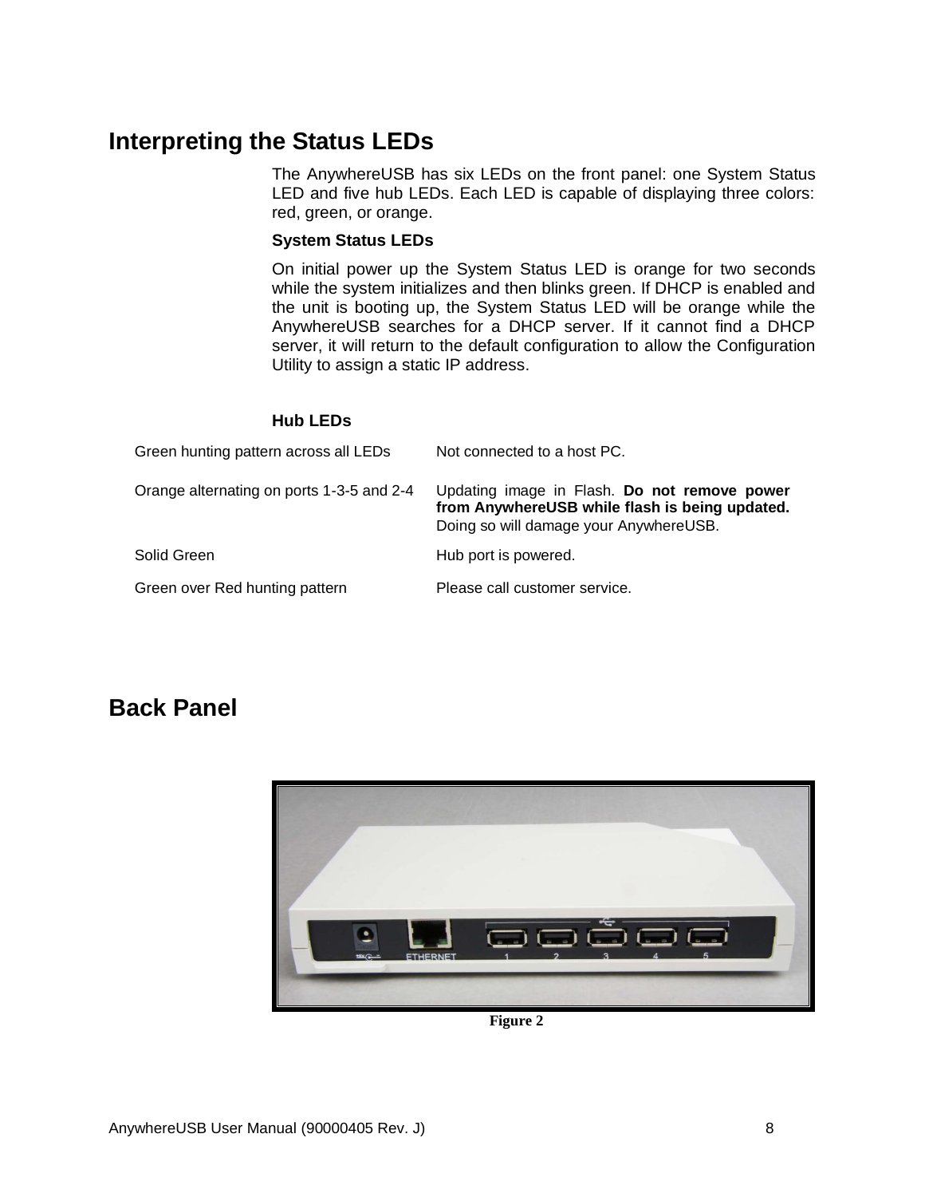## Interpreting the Status LEDs

The AnywhereUSB has six LEDs on the front panel: one System Status LED and five hub LEDs. Each LED is capable of displaying three colors: red, green, or orange.

**System Status LEDs**

On initial power up the System Status LED is orange for two seconds while the system initializes and then blinks green. If DHCP is enabled and the unit is booting up, the System Status LED will be orange while the AnywhereUSB searches for a DHCP server. If it cannot find a DHCP server, it will return to the default configuration to allow the Configuration Utility to assign a static IP address.

**Hub LEDs**

| | |
|---|---|
| Green hunting pattern across all LEDs | Not connected to a host PC. |
| Orange alternating on ports 1-3-5 and 2-4 | Updating image in Flash. **Do not remove power from AnywhereUSB while flash is being updated.** Doing so will damage your AnywhereUSB. |
| Solid Green | Hub port is powered. |
| Green over Red hunting pattern | Please call customer service. |

## Back Panel

Figure 2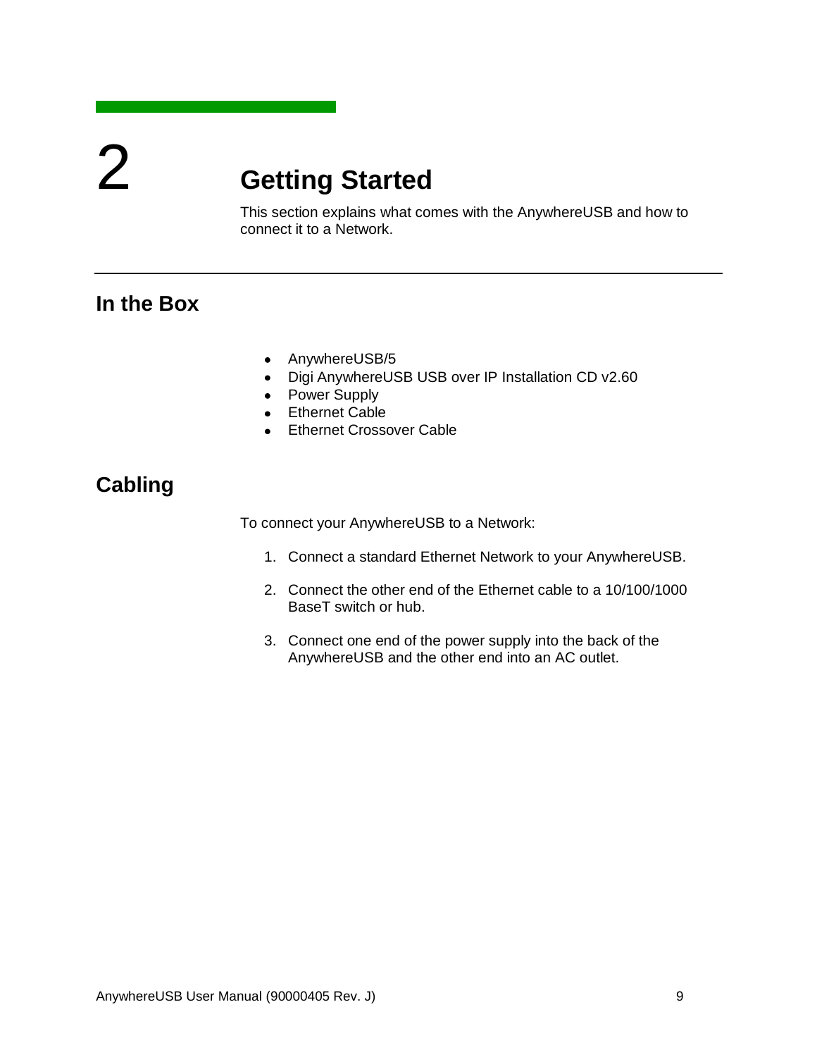# 2 Getting Started

This section explains what comes with the AnywhereUSB and how to connect it to a Network.

## In the Box

- AnywhereUSB/5
- Digi AnywhereUSB USB over IP Installation CD v2.60
- Power Supply
- Ethernet Cable
- Ethernet Crossover Cable

## Cabling

To connect your AnywhereUSB to a Network:

1. Connect a standard Ethernet Network to your AnywhereUSB.
2. Connect the other end of the Ethernet cable to a 10/100/1000 BaseT switch or hub.
3. Connect one end of the power supply into the back of the AnywhereUSB and the other end into an AC outlet.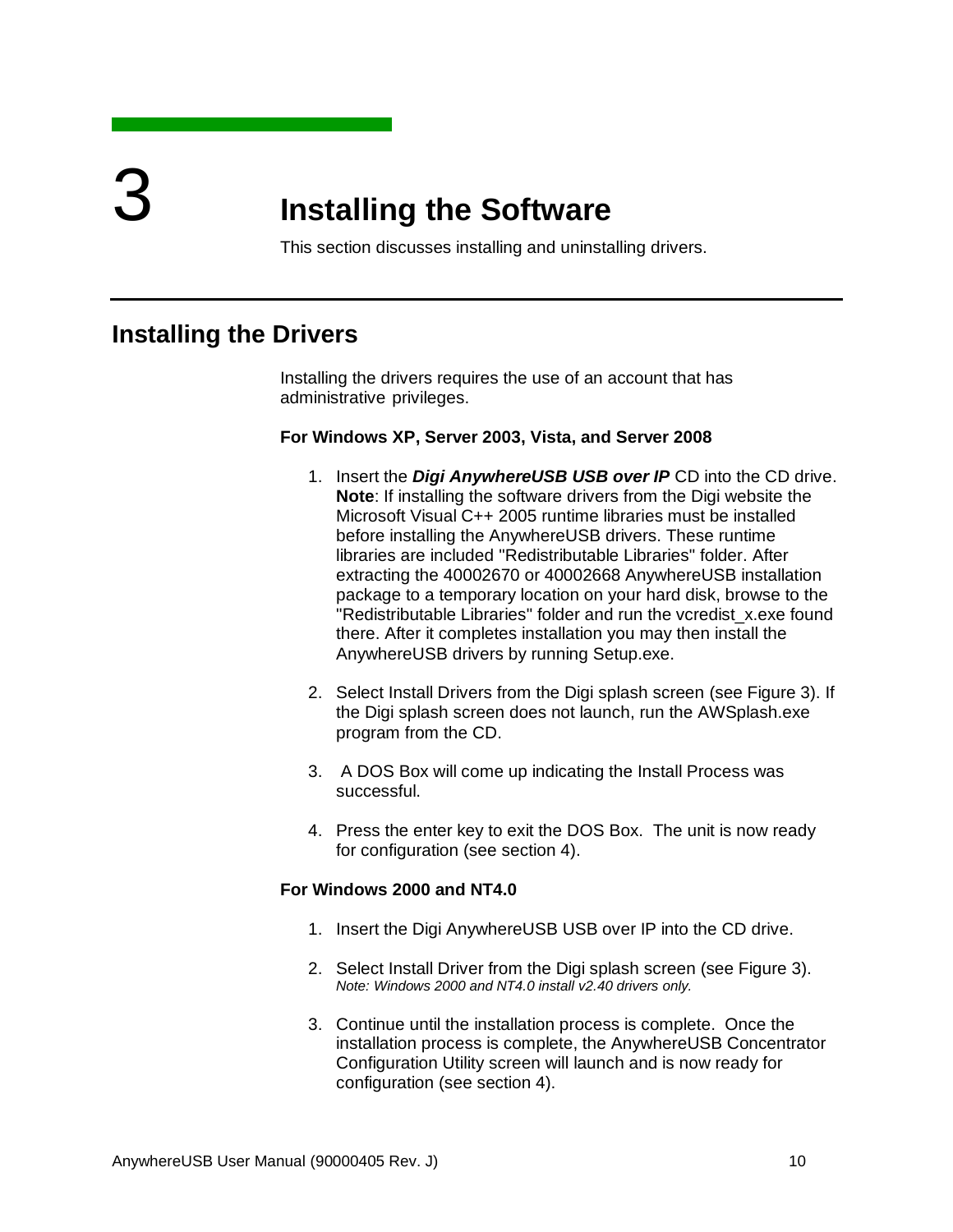# 3 Installing the Software

This section discusses installing and uninstalling drivers.

## Installing the Drivers

Installing the drivers requires the use of an account that has administrative privileges.

**For Windows XP, Server 2003, Vista, and Server 2008**

1. Insert the ***Digi AnywhereUSB USB over IP*** CD into the CD drive. **Note**: If installing the software drivers from the Digi website the Microsoft Visual C++ 2005 runtime libraries must be installed before installing the AnywhereUSB drivers. These runtime libraries are included "Redistributable Libraries" folder. After extracting the 40002670 or 40002668 AnywhereUSB installation package to a temporary location on your hard disk, browse to the "Redistributable Libraries" folder and run the vcredist_x.exe found there. After it completes installation you may then install the AnywhereUSB drivers by running Setup.exe.

2. Select Install Drivers from the Digi splash screen (see Figure 3). If the Digi splash screen does not launch, run the AWSplash.exe program from the CD.

3. A DOS Box will come up indicating the Install Process was successful.

4. Press the enter key to exit the DOS Box. The unit is now ready for configuration (see section 4).

**For Windows 2000 and NT4.0**

1. Insert the Digi AnywhereUSB USB over IP into the CD drive.

2. Select Install Driver from the Digi splash screen (see Figure 3).
   *Note: Windows 2000 and NT4.0 install v2.40 drivers only.*

3. Continue until the installation process is complete. Once the installation process is complete, the AnywhereUSB Concentrator Configuration Utility screen will launch and is now ready for configuration (see section 4).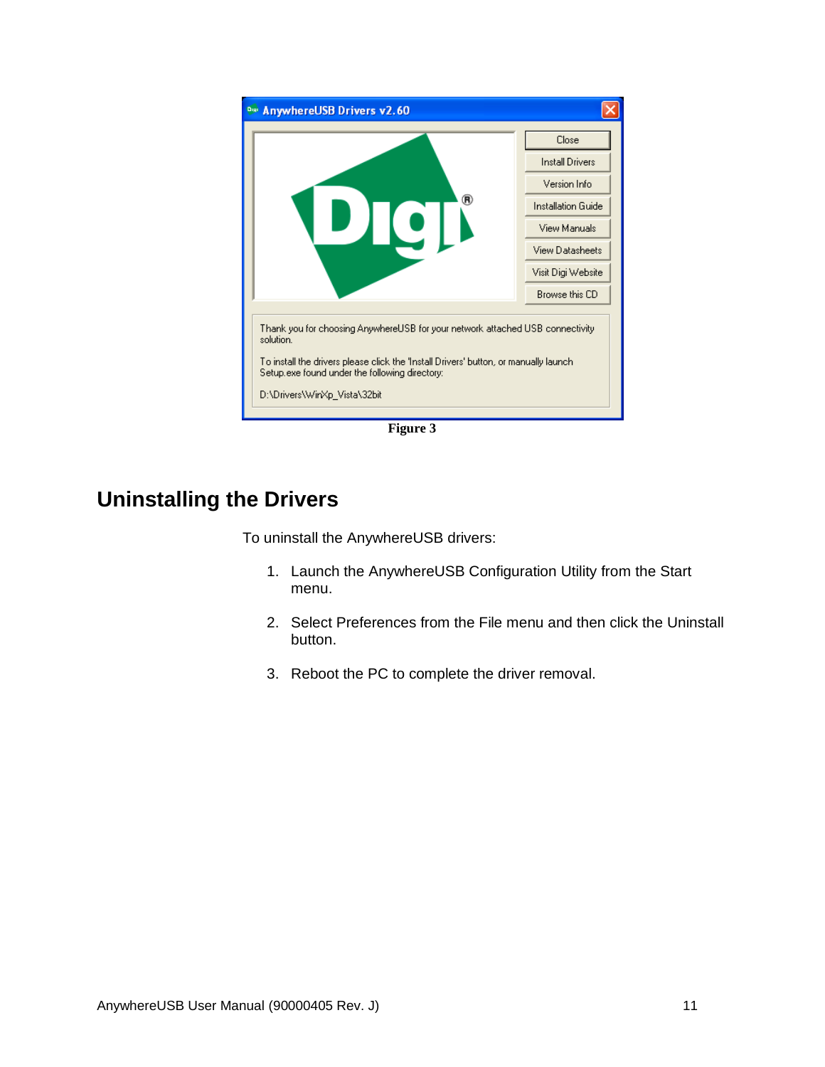Figure 3

## Uninstalling the Drivers

To uninstall the AnywhereUSB drivers:

1. Launch the AnywhereUSB Configuration Utility from the Start menu.
2. Select Preferences from the File menu and then click the Uninstall button.
3. Reboot the PC to complete the driver removal.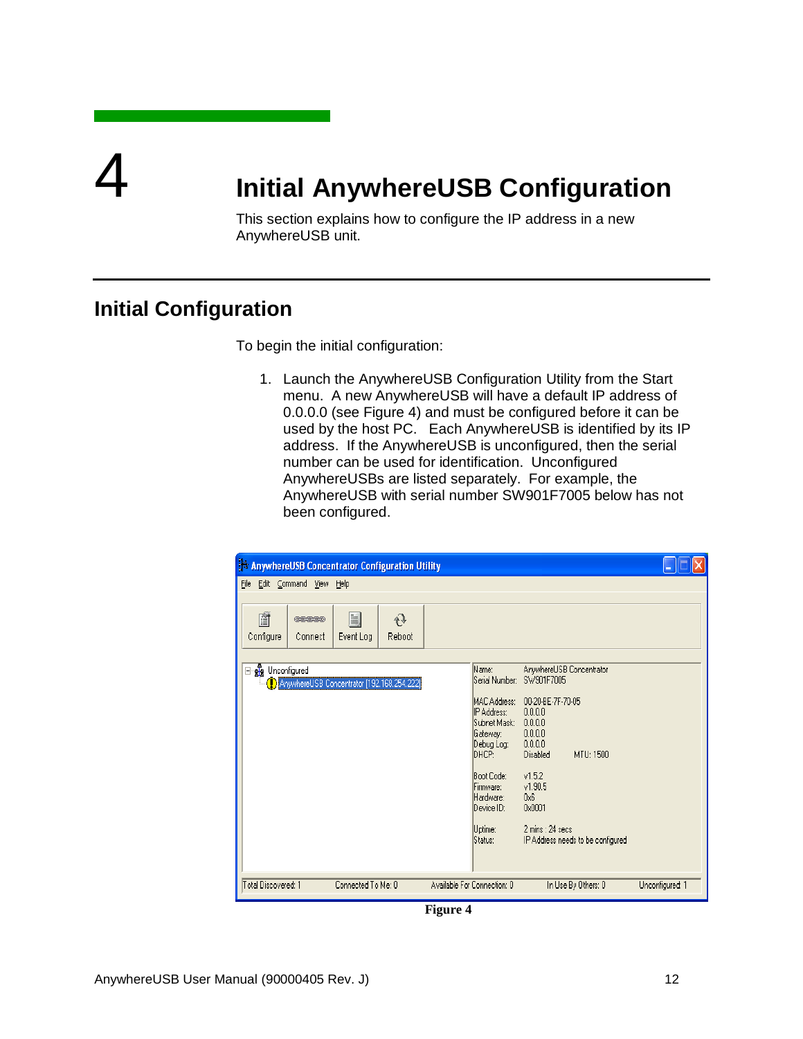# 4 Initial AnywhereUSB Configuration

This section explains how to configure the IP address in a new AnywhereUSB unit.

## Initial Configuration

To begin the initial configuration:

1. Launch the AnywhereUSB Configuration Utility from the Start menu. A new AnywhereUSB will have a default IP address of 0.0.0.0 (see Figure 4) and must be configured before it can be used by the host PC. Each AnywhereUSB is identified by its IP address. If the AnywhereUSB is unconfigured, then the serial number can be used for identification. Unconfigured AnywhereUSBs are listed separately. For example, the AnywhereUSB with serial number SW901F7005 below has not been configured.

**Figure 4**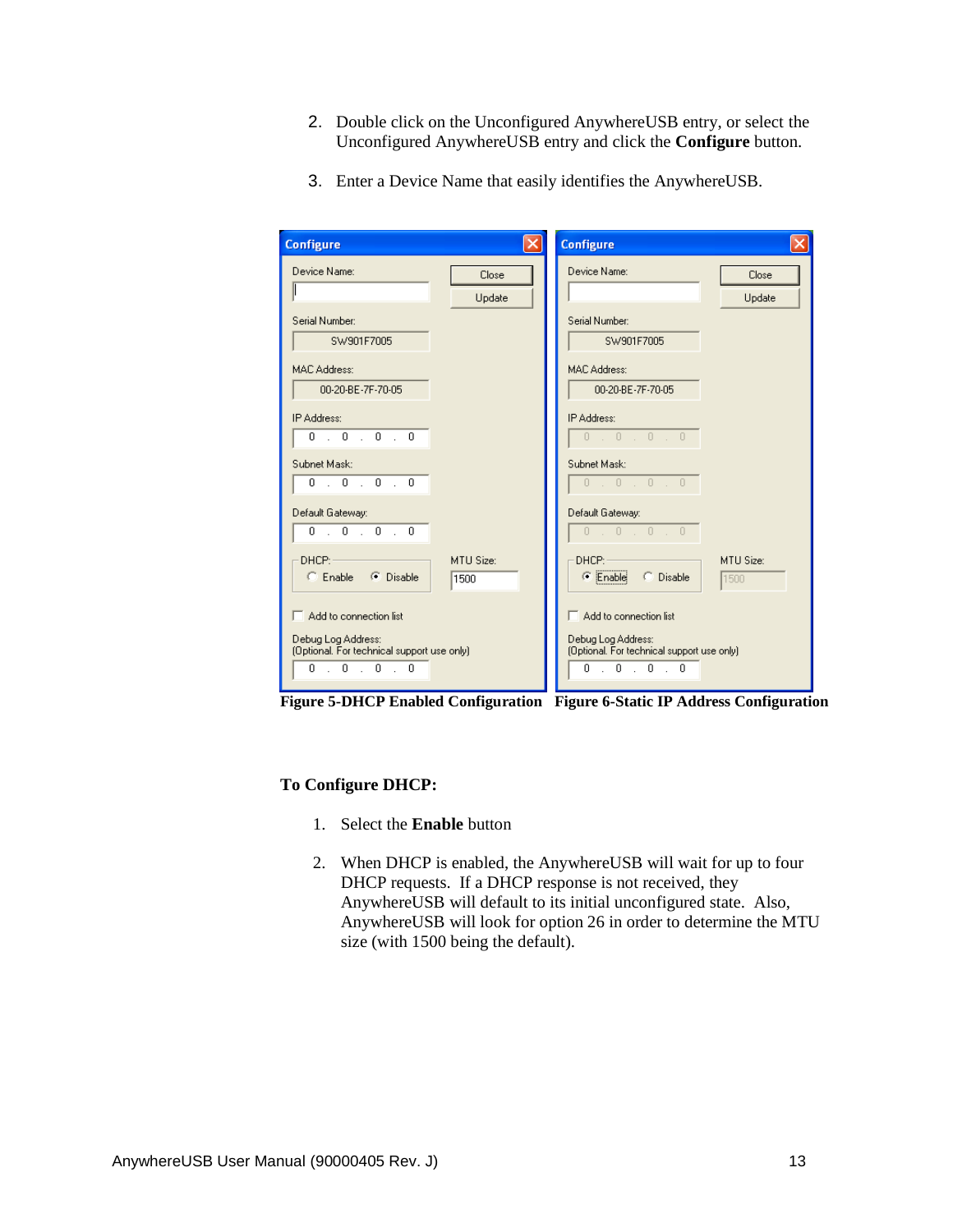2. Double click on the Unconfigured AnywhereUSB entry, or select the Unconfigured AnywhereUSB entry and click the **Configure** button.

3. Enter a Device Name that easily identifies the AnywhereUSB.

**Figure 5-DHCP Enabled Configuration** **Figure 6-Static IP Address Configuration**

**To Configure DHCP:**

1. Select the **Enable** button

2. When DHCP is enabled, the AnywhereUSB will wait for up to four DHCP requests. If a DHCP response is not received, they AnywhereUSB will default to its initial unconfigured state. Also, AnywhereUSB will look for option 26 in order to determine the MTU size (with 1500 being the default).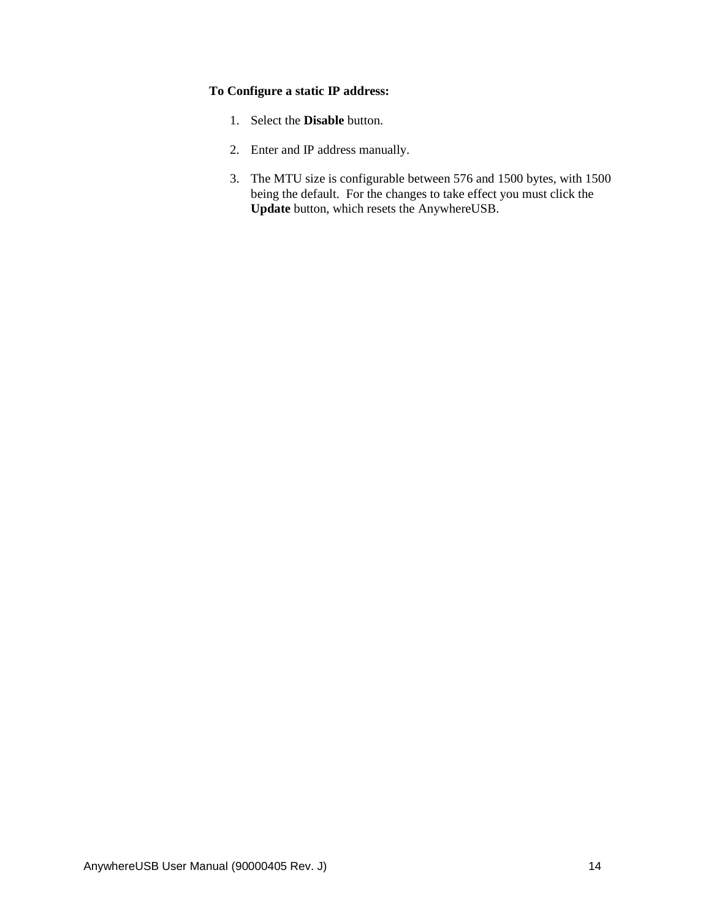**To Configure a static IP address:**

1. Select the **Disable** button.
2. Enter and IP address manually.
3. The MTU size is configurable between 576 and 1500 bytes, with 1500 being the default. For the changes to take effect you must click the **Update** button, which resets the AnywhereUSB.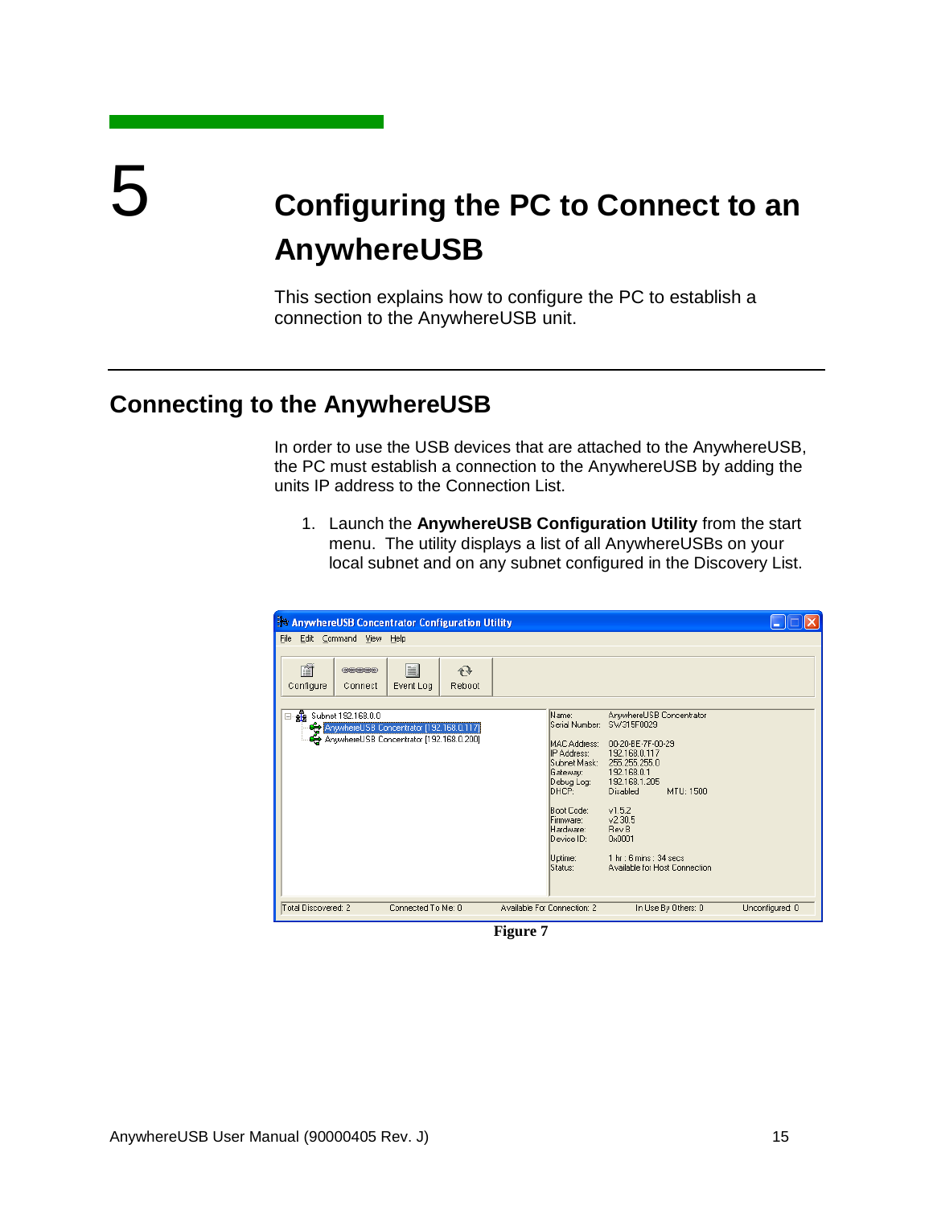# 5 Configuring the PC to Connect to an AnywhereUSB

This section explains how to configure the PC to establish a connection to the AnywhereUSB unit.

## Connecting to the AnywhereUSB

In order to use the USB devices that are attached to the AnywhereUSB, the PC must establish a connection to the AnywhereUSB by adding the units IP address to the Connection List.

1. Launch the **AnywhereUSB Configuration Utility** from the start menu. The utility displays a list of all AnywhereUSBs on your local subnet and on any subnet configured in the Discovery List.

**Figure 7**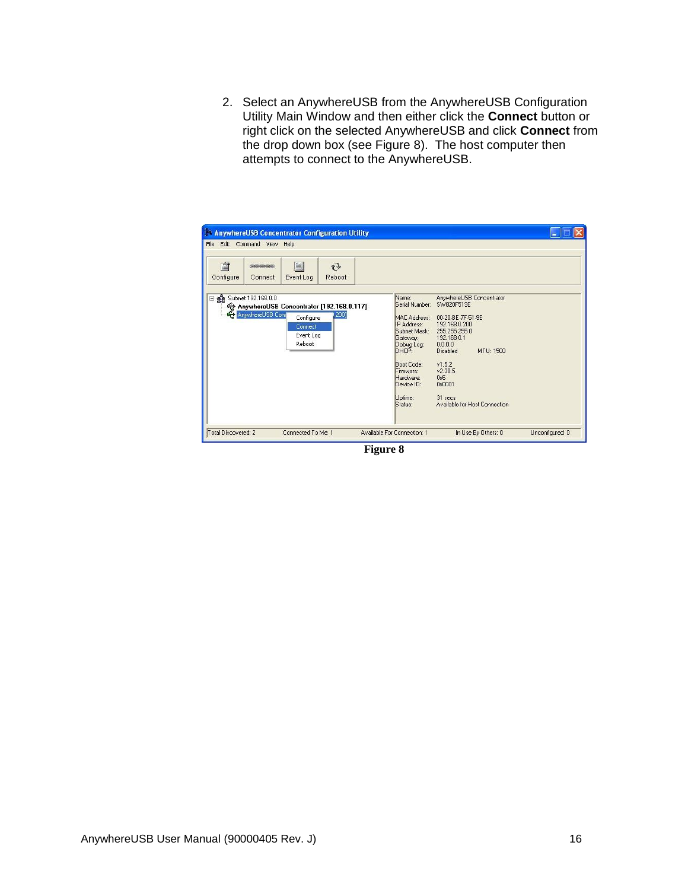2. Select an AnywhereUSB from the AnywhereUSB Configuration Utility Main Window and then either click the **Connect** button or right click on the selected AnywhereUSB and click **Connect** from the drop down box (see Figure 8). The host computer then attempts to connect to the AnywhereUSB.

**Figure 8**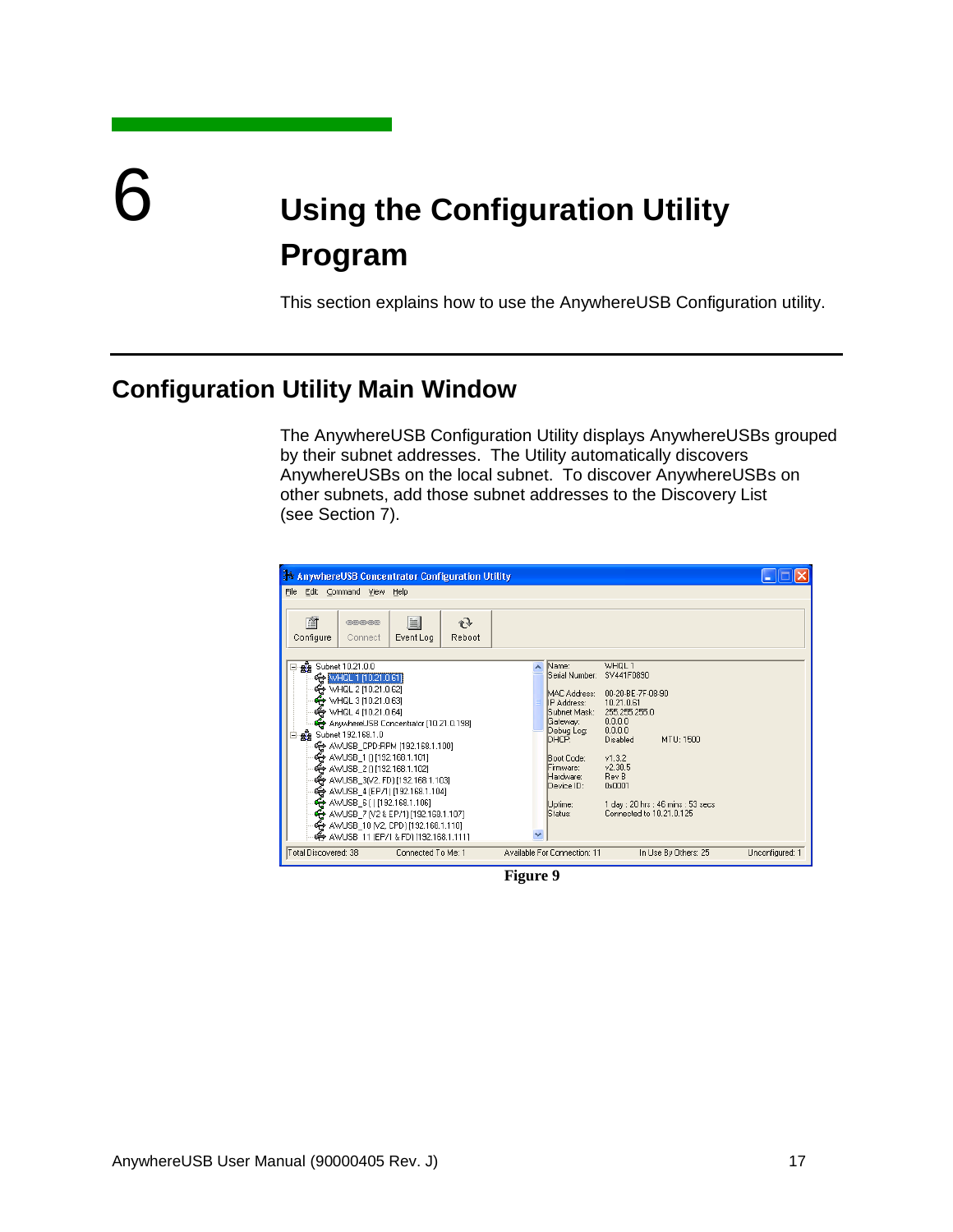# 6 Using the Configuration Utility Program

This section explains how to use the AnywhereUSB Configuration utility.

## Configuration Utility Main Window

The AnywhereUSB Configuration Utility displays AnywhereUSBs grouped by their subnet addresses. The Utility automatically discovers AnywhereUSBs on the local subnet. To discover AnywhereUSBs on other subnets, add those subnet addresses to the Discovery List (see Section 7).

Figure 9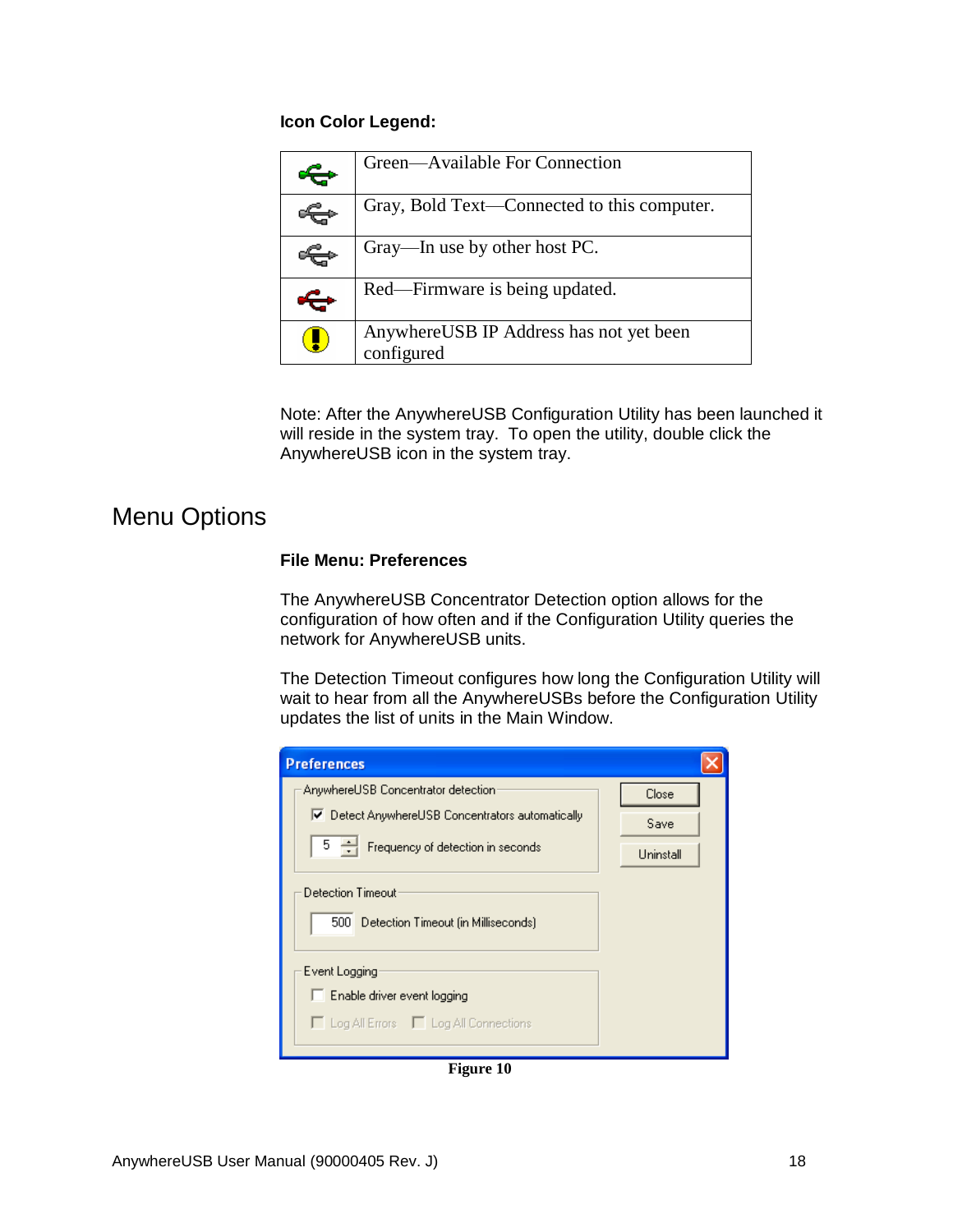**Icon Color Legend:**

| | |
|---|---|
| | Green—Available For Connection |
| | Gray, Bold Text—Connected to this computer. |
| | Gray—In use by other host PC. |
| | Red—Firmware is being updated. |
| | AnywhereUSB IP Address has not yet been configured |

Note: After the AnywhereUSB Configuration Utility has been launched it will reside in the system tray. To open the utility, double click the AnywhereUSB icon in the system tray.

# Menu Options

**File Menu: Preferences**

The AnywhereUSB Concentrator Detection option allows for the configuration of how often and if the Configuration Utility queries the network for AnywhereUSB units.

The Detection Timeout configures how long the Configuration Utility will wait to hear from all the AnywhereUSBs before the Configuration Utility updates the list of units in the Main Window.

**Figure 10**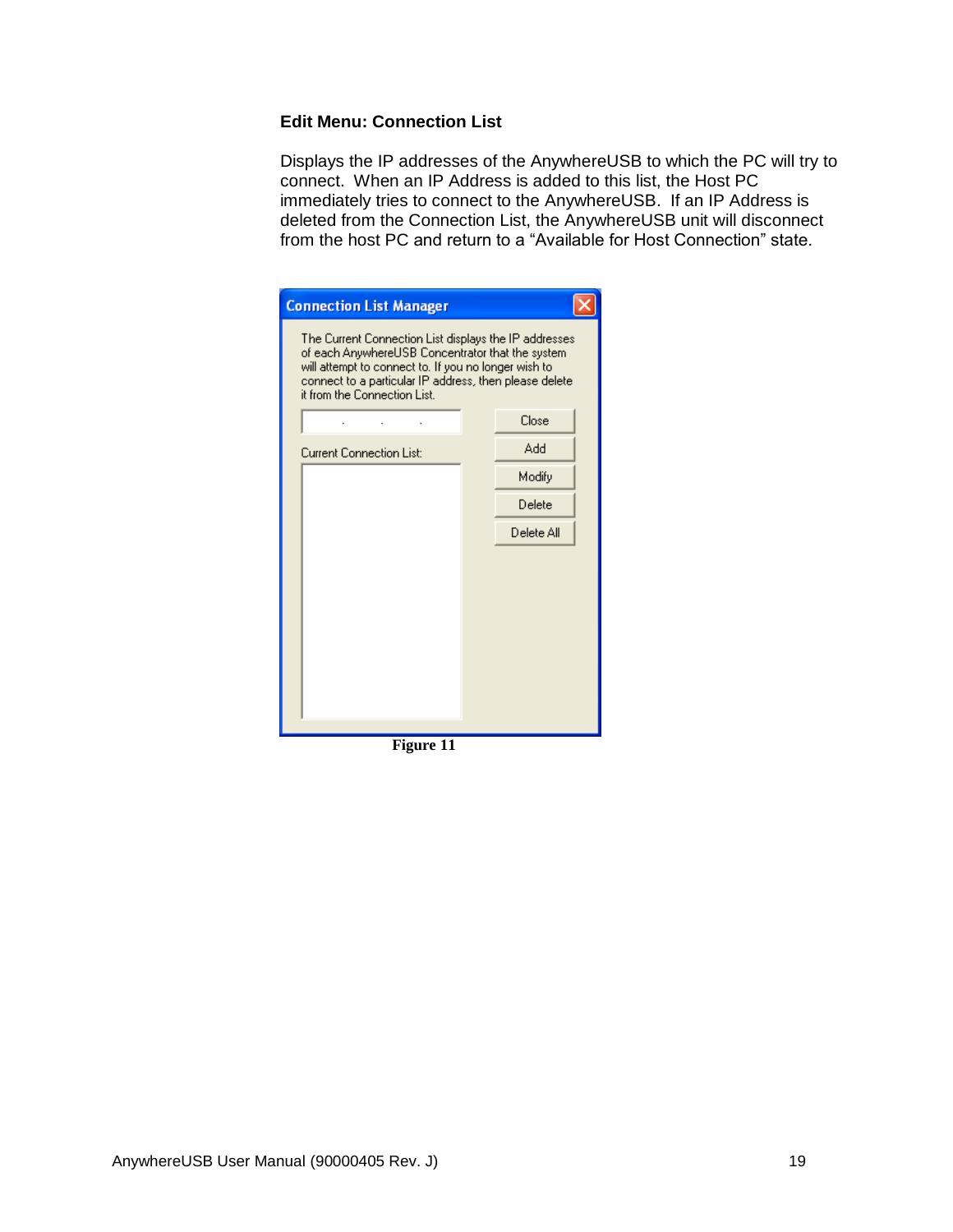### Edit Menu: Connection List

Displays the IP addresses of the AnywhereUSB to which the PC will try to connect. When an IP Address is added to this list, the Host PC immediately tries to connect to the AnywhereUSB. If an IP Address is deleted from the Connection List, the AnywhereUSB unit will disconnect from the host PC and return to a "Available for Host Connection" state.

**Figure 11**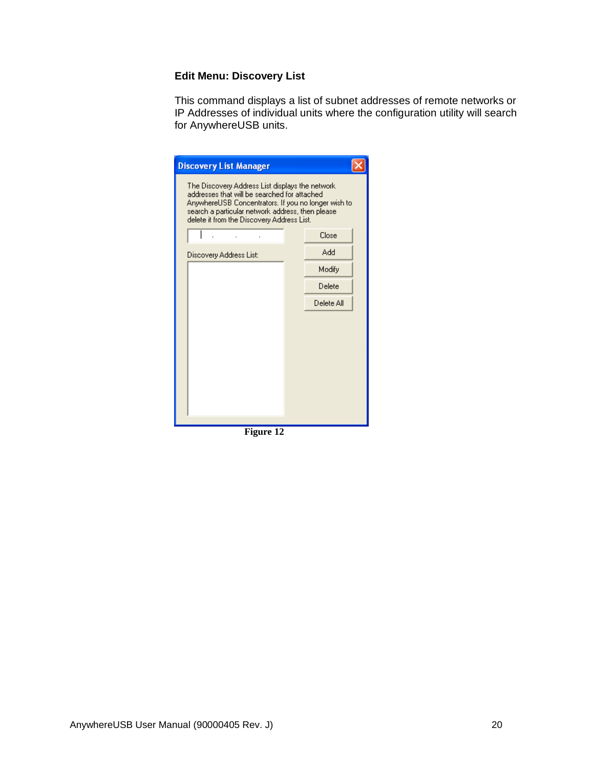### Edit Menu: Discovery List

This command displays a list of subnet addresses of remote networks or IP Addresses of individual units where the configuration utility will search for AnywhereUSB units.

Figure 12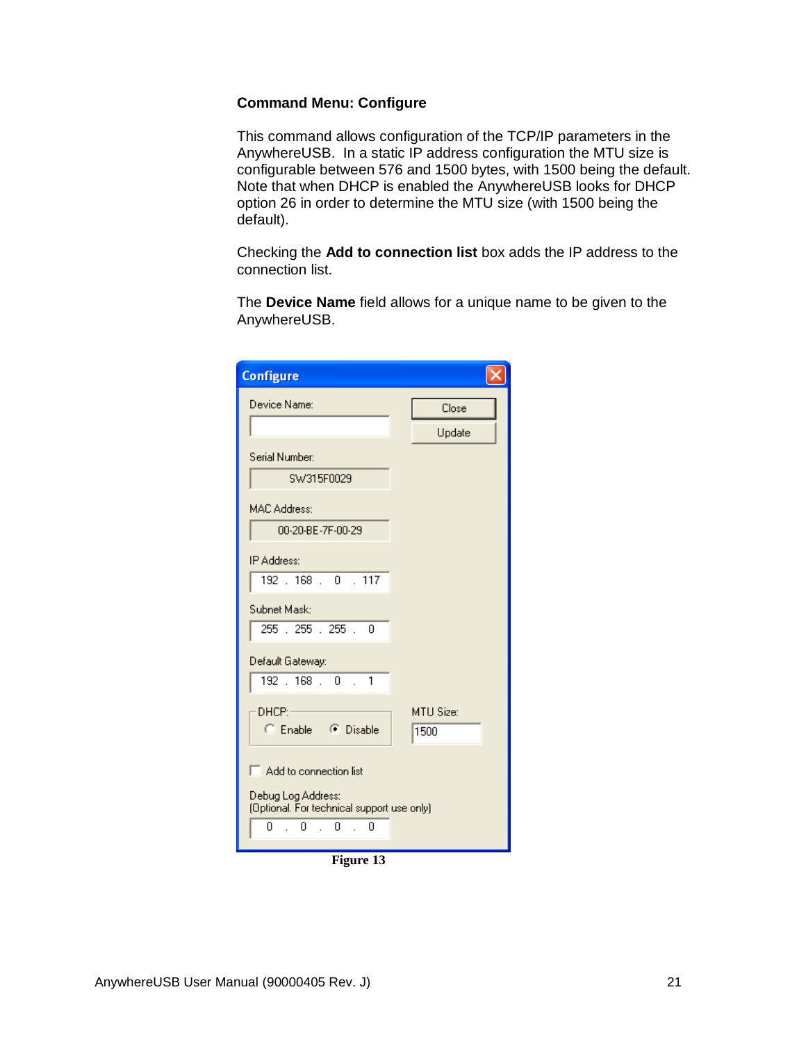### Command Menu: Configure

This command allows configuration of the TCP/IP parameters in the AnywhereUSB. In a static IP address configuration the MTU size is configurable between 576 and 1500 bytes, with 1500 being the default. Note that when DHCP is enabled the AnywhereUSB looks for DHCP option 26 in order to determine the MTU size (with 1500 being the default).

Checking the **Add to connection list** box adds the IP address to the connection list.

The **Device Name** field allows for a unique name to be given to the AnywhereUSB.

**Figure 13**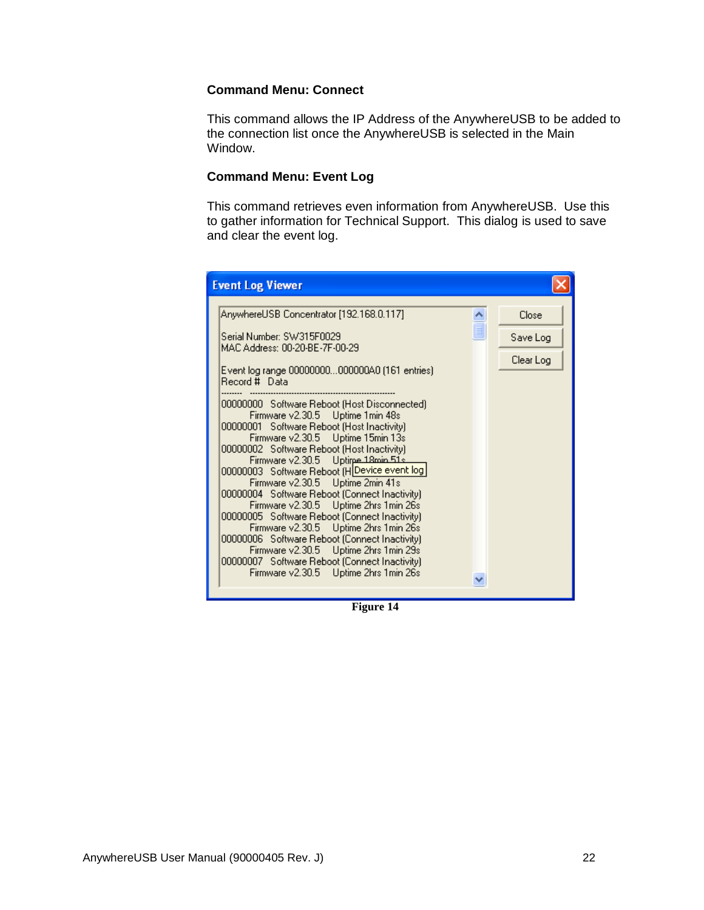### Command Menu: Connect

This command allows the IP Address of the AnywhereUSB to be added to the connection list once the AnywhereUSB is selected in the Main Window.

### Command Menu: Event Log

This command retrieves even information from AnywhereUSB. Use this to gather information for Technical Support. This dialog is used to save and clear the event log.

```
Event Log Viewer

AnywhereUSB Concentrator [192.168.0.117]

Serial Number: SW315F0029
MAC Address: 00-20-BE-7F-00-29

Event log range 00000000...000000A0 (161 entries)
Record #   Data
--------   ----------------------------------------------
00000000   Software Reboot (Host Disconnected)
           Firmware v2.30.5    Uptime 1min 48s
00000001   Software Reboot (Host Inactivity)
           Firmware v2.30.5    Uptime 15min 13s
00000002   Software Reboot (Host Inactivity)
           Firmware v2.30.5    Uptime 18min 51s
00000003   Software Reboot (H[Device event log]
           Firmware v2.30.5    Uptime 2min 41s
00000004   Software Reboot (Connect Inactivity)
           Firmware v2.30.5    Uptime 2hrs 1min 26s
00000005   Software Reboot (Connect Inactivity)
           Firmware v2.30.5    Uptime 2hrs 1min 26s
00000006   Software Reboot (Connect Inactivity)
           Firmware v2.30.5    Uptime 2hrs 1min 29s
00000007   Software Reboot (Connect Inactivity)
           Firmware v2.30.5    Uptime 2hrs 1min 26s

[Close]  [Save Log]  [Clear Log]
```

**Figure 14**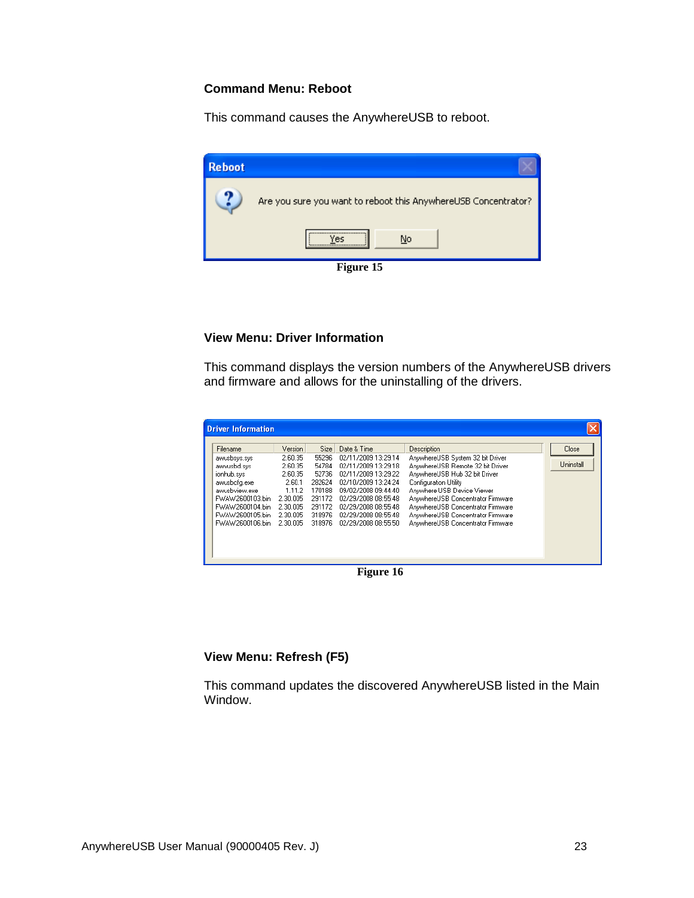**Command Menu: Reboot**

This command causes the AnywhereUSB to reboot.

Figure 15

**View Menu: Driver Information**

This command displays the version numbers of the AnywhereUSB drivers and firmware and allows for the uninstalling of the drivers.

Figure 16

**View Menu: Refresh (F5)**

This command updates the discovered AnywhereUSB listed in the Main Window.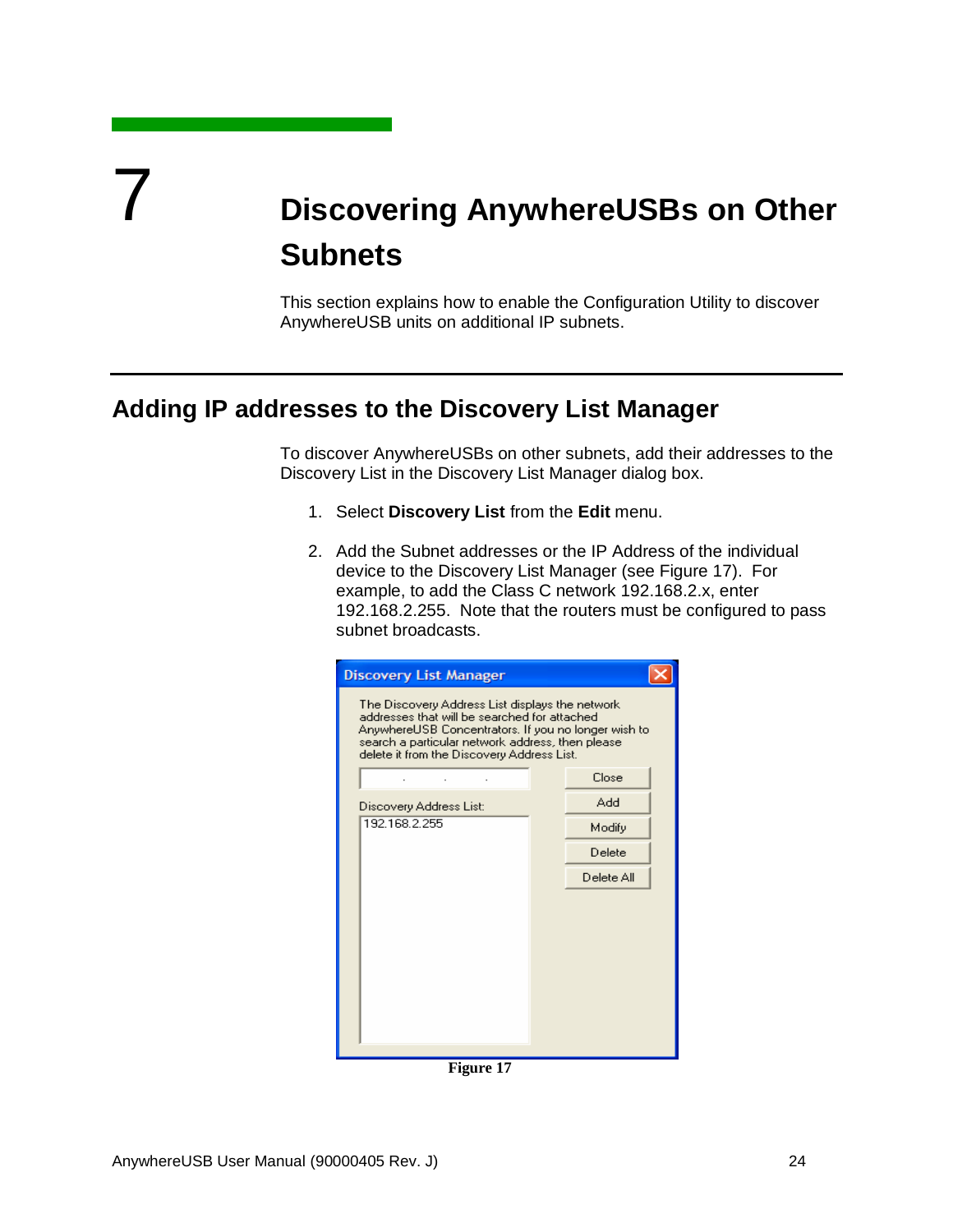# 7 Discovering AnywhereUSBs on Other Subnets

This section explains how to enable the Configuration Utility to discover AnywhereUSB units on additional IP subnets.

## Adding IP addresses to the Discovery List Manager

To discover AnywhereUSBs on other subnets, add their addresses to the Discovery List in the Discovery List Manager dialog box.

1. Select **Discovery List** from the **Edit** menu.

2. Add the Subnet addresses or the IP Address of the individual device to the Discovery List Manager (see Figure 17). For example, to add the Class C network 192.168.2.x, enter 192.168.2.255. Note that the routers must be configured to pass subnet broadcasts.

**Figure 17**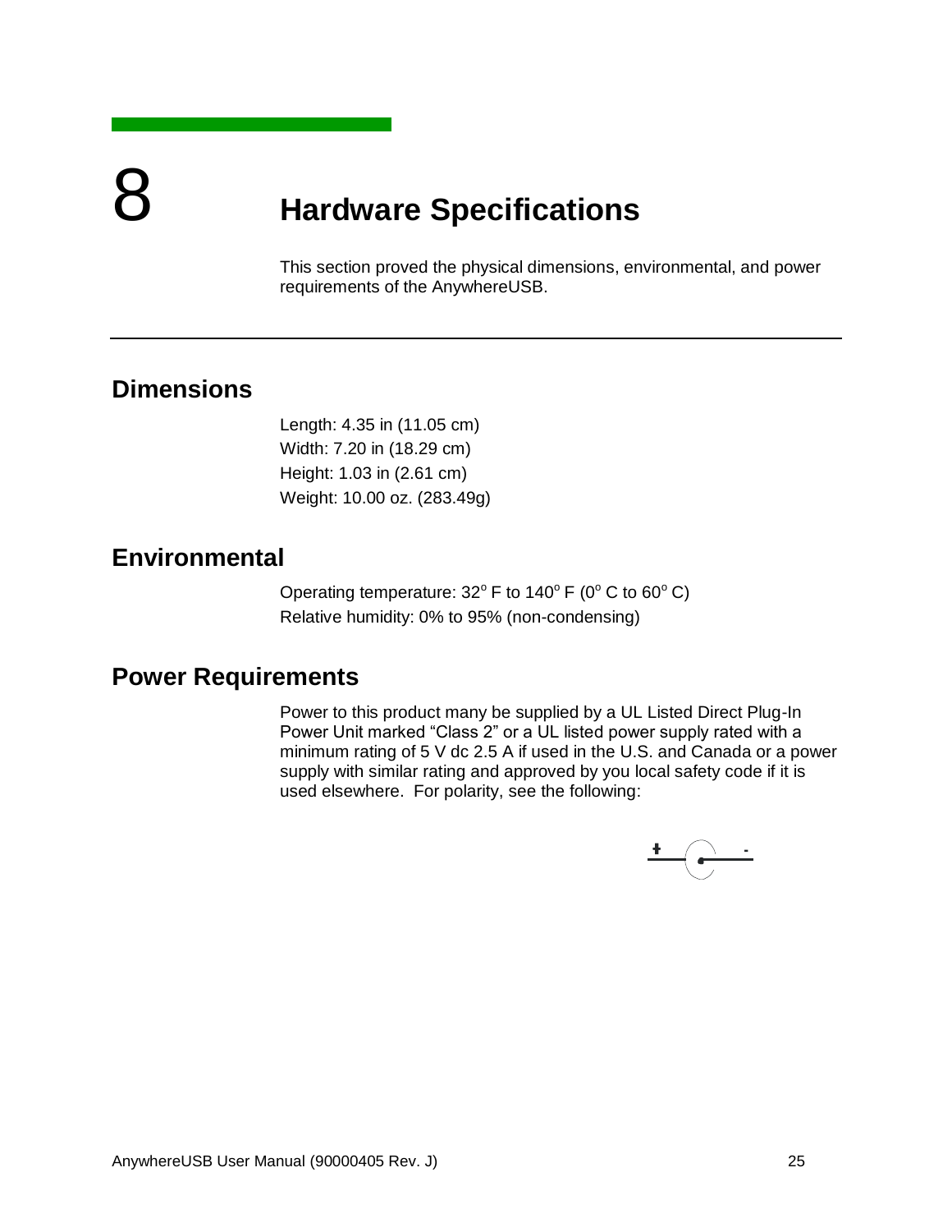# 8 Hardware Specifications

This section proved the physical dimensions, environmental, and power requirements of the AnywhereUSB.

## Dimensions

Length: 4.35 in (11.05 cm)
Width: 7.20 in (18.29 cm)
Height: 1.03 in (2.61 cm)
Weight: 10.00 oz. (283.49g)

## Environmental

Operating temperature: 32° F to 140° F (0° C to 60° C)
Relative humidity: 0% to 95% (non-condensing)

## Power Requirements

Power to this product many be supplied by a UL Listed Direct Plug-In Power Unit marked "Class 2" or a UL listed power supply rated with a minimum rating of 5 V dc 2.5 A if used in the U.S. and Canada or a power supply with similar rating and approved by you local safety code if it is used elsewhere. For polarity, see the following:

\+ -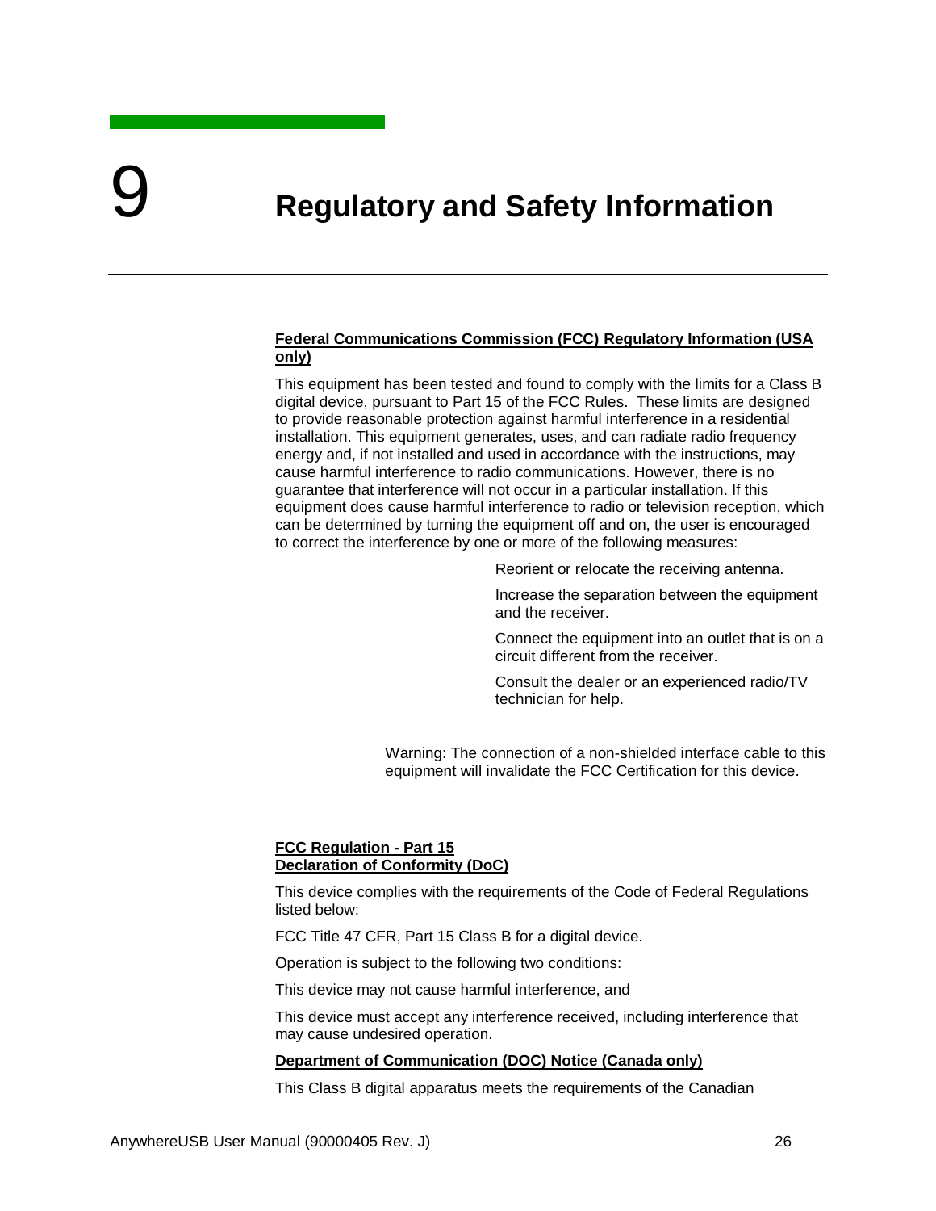# 9 Regulatory and Safety Information

**Federal Communications Commission (FCC) Regulatory Information (USA only)**

This equipment has been tested and found to comply with the limits for a Class B digital device, pursuant to Part 15 of the FCC Rules. These limits are designed to provide reasonable protection against harmful interference in a residential installation. This equipment generates, uses, and can radiate radio frequency energy and, if not installed and used in accordance with the instructions, may cause harmful interference to radio communications. However, there is no guarantee that interference will not occur in a particular installation. If this equipment does cause harmful interference to radio or television reception, which can be determined by turning the equipment off and on, the user is encouraged to correct the interference by one or more of the following measures:

Reorient or relocate the receiving antenna.

Increase the separation between the equipment and the receiver.

Connect the equipment into an outlet that is on a circuit different from the receiver.

Consult the dealer or an experienced radio/TV technician for help.

Warning: The connection of a non-shielded interface cable to this equipment will invalidate the FCC Certification for this device.

**FCC Regulation - Part 15**
**Declaration of Conformity (DoC)**

This device complies with the requirements of the Code of Federal Regulations listed below:

FCC Title 47 CFR, Part 15 Class B for a digital device.

Operation is subject to the following two conditions:

This device may not cause harmful interference, and

This device must accept any interference received, including interference that may cause undesired operation.

**Department of Communication (DOC) Notice (Canada only)**

This Class B digital apparatus meets the requirements of the Canadian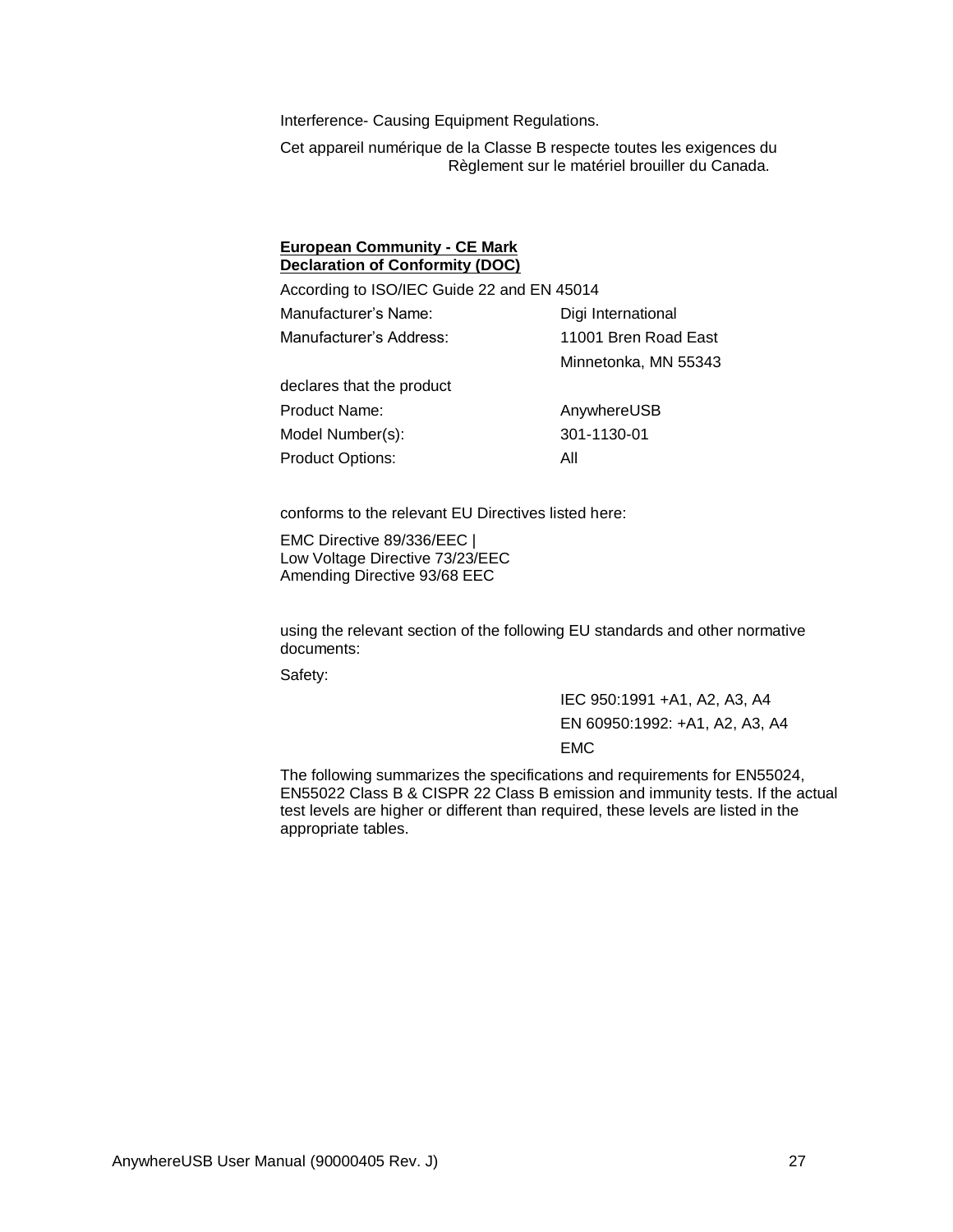Interference- Causing Equipment Regulations.

Cet appareil numérique de la Classe B respecte toutes les exigences du Règlement sur le matériel brouiller du Canada.

**European Community - CE Mark**
**Declaration of Conformity (DOC)**

According to ISO/IEC Guide 22 and EN 45014

| | |
|---|---|
| Manufacturer's Name: | Digi International |
| Manufacturer's Address: | 11001 Bren Road East |
| | Minnetonka, MN 55343 |

declares that the product

| | |
|---|---|
| Product Name: | AnywhereUSB |
| Model Number(s): | 301-1130-01 |
| Product Options: | All |

conforms to the relevant EU Directives listed here:

EMC Directive 89/336/EEC |
Low Voltage Directive 73/23/EEC
Amending Directive 93/68 EEC

using the relevant section of the following EU standards and other normative documents:

Safety:

IEC 950:1991 +A1, A2, A3, A4
EN 60950:1992: +A1, A2, A3, A4
EMC

The following summarizes the specifications and requirements for EN55024, EN55022 Class B & CISPR 22 Class B emission and immunity tests. If the actual test levels are higher or different than required, these levels are listed in the appropriate tables.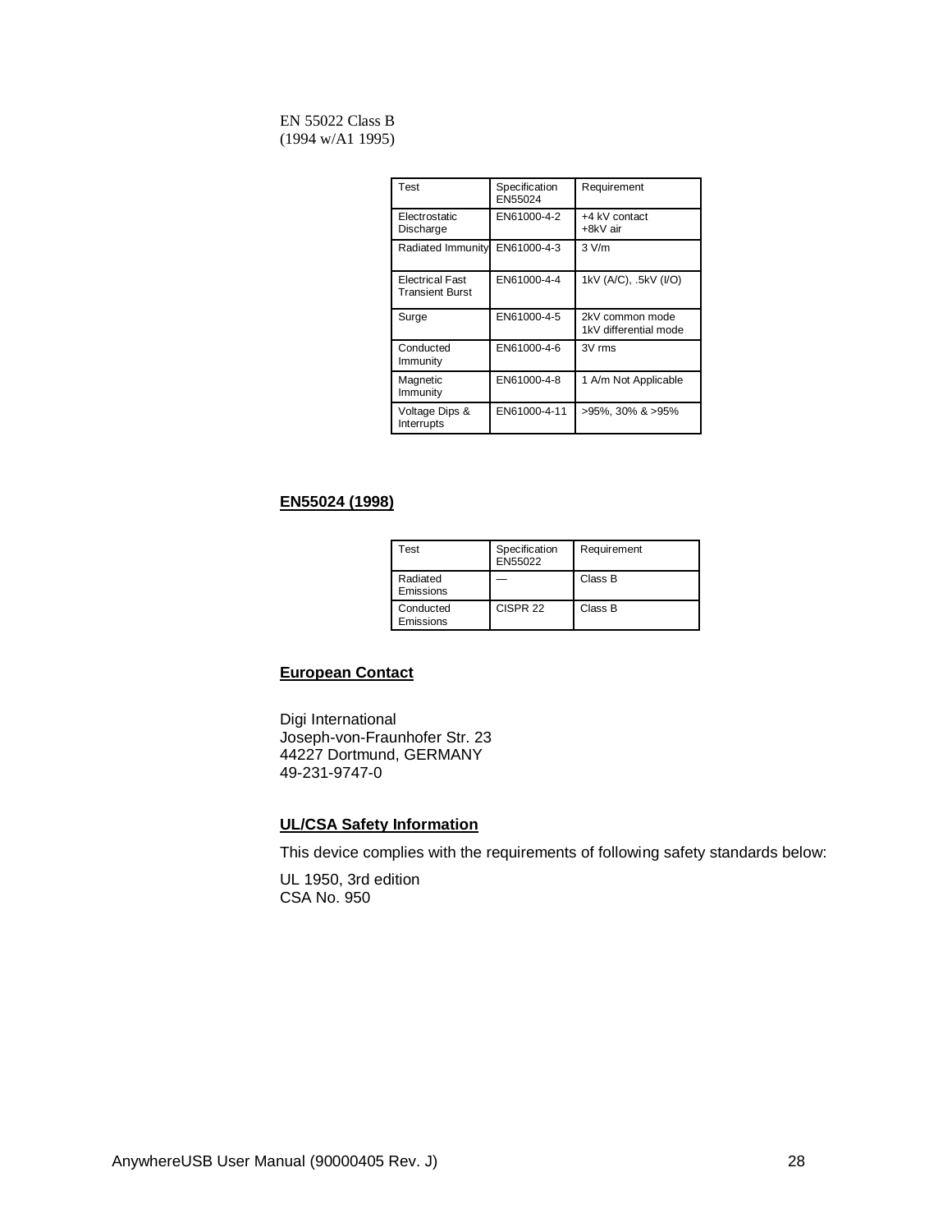EN 55022 Class B
(1994 w/A1 1995)

| Test | Specification EN55024 | Requirement |
|---|---|---|
| Electrostatic Discharge | EN61000-4-2 | +4 kV contact +8kV air |
| Radiated Immunity | EN61000-4-3 | 3 V/m |
| Electrical Fast Transient Burst | EN61000-4-4 | 1kV (A/C), .5kV (I/O) |
| Surge | EN61000-4-5 | 2kV common mode 1kV differential mode |
| Conducted Immunity | EN61000-4-6 | 3V rms |
| Magnetic Immunity | EN61000-4-8 | 1 A/m Not Applicable |
| Voltage Dips & Interrupts | EN61000-4-11 | >95%, 30% & >95% |

**EN55024 (1998)**

| Test | Specification EN55022 | Requirement |
|---|---|---|
| Radiated Emissions | — | Class B |
| Conducted Emissions | CISPR 22 | Class B |

**European Contact**

Digi International
Joseph-von-Fraunhofer Str. 23
44227 Dortmund, GERMANY
49-231-9747-0

**UL/CSA Safety Information**

This device complies with the requirements of following safety standards below:

UL 1950, 3rd edition
CSA No. 950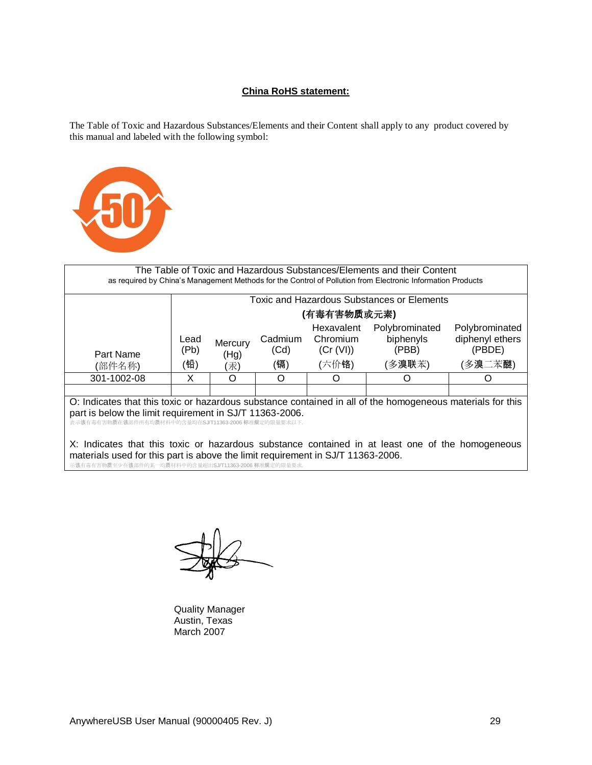**China RoHS statement:**

The Table of Toxic and Hazardous Substances/Elements and their Content shall apply to any product covered by this manual and labeled with the following symbol:

The Table of Toxic and Hazardous Substances/Elements and their Content
as required by China's Management Methods for the Control of Pollution from Electronic Information Products

| Part Name (部件名称) | Toxic and Hazardous Substances or Elements (有毒有害物质或元素) | | | | | |
|---|---|---|---|---|---|---|
| | Lead (Pb) (铅) | Mercury (Hg) (汞) | Cadmium (Cd) (镉) | Hexavalent Chromium (Cr (VI)) (六价铬) | Polybrominated biphenyls (PBB) (多溴联苯) | Polybrominated diphenyl ethers (PBDE) (多溴二苯醚) |
| 301-1002-08 | X | O | O | O | O | O |
| | | | | | | |

O: Indicates that this toxic or hazardous substance contained in all of the homogeneous materials for this part is below the limit requirement in SJ/T 11363-2006.
表示该有毒有害物质在该部件所有均质材料中的含量均在SJ/T11363-2006 标准规定的限量要求以下.

X: Indicates that this toxic or hazardous substance contained in at least one of the homogeneous materials used for this part is above the limit requirement in SJ/T 11363-2006.
示该有毒有害物质至少在该部件的某一均质材料中的含量超出SJ/T11363-2006 标准规定的限量要求.

Quality Manager
Austin, Texas
March 2007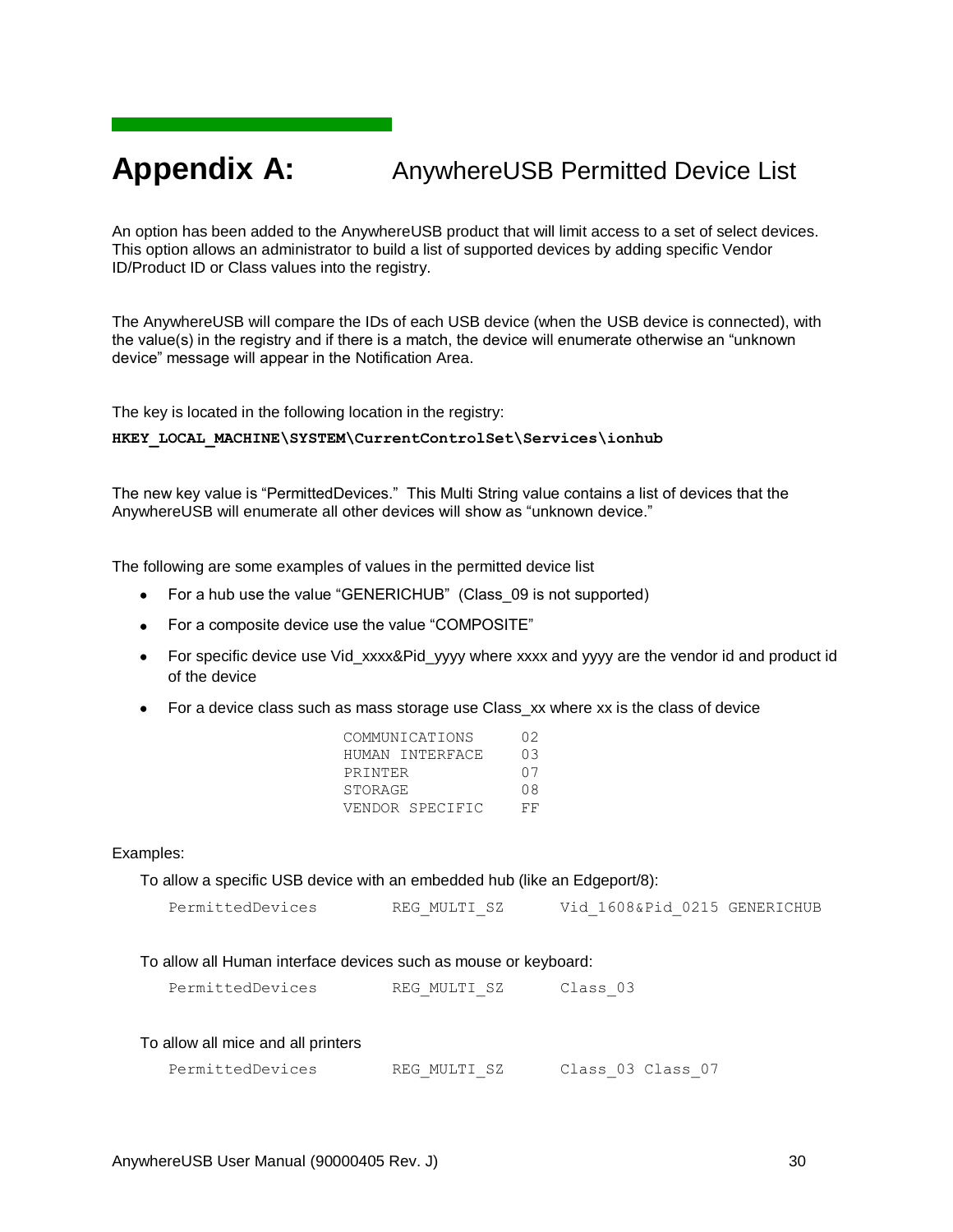# Appendix A: AnywhereUSB Permitted Device List

An option has been added to the AnywhereUSB product that will limit access to a set of select devices. This option allows an administrator to build a list of supported devices by adding specific Vendor ID/Product ID or Class values into the registry.

The AnywhereUSB will compare the IDs of each USB device (when the USB device is connected), with the value(s) in the registry and if there is a match, the device will enumerate otherwise an "unknown device" message will appear in the Notification Area.

The key is located in the following location in the registry:

**HKEY_LOCAL_MACHINE\SYSTEM\CurrentControlSet\Services\ionhub**

The new key value is "PermittedDevices." This Multi String value contains a list of devices that the AnywhereUSB will enumerate all other devices will show as "unknown device."

The following are some examples of values in the permitted device list

- For a hub use the value "GENERICHUB" (Class_09 is not supported)
- For a composite device use the value "COMPOSITE"
- For specific device use Vid_xxxx&Pid_yyyy where xxxx and yyyy are the vendor id and product id of the device
- For a device class such as mass storage use Class_xx where xx is the class of device

```
COMMUNICATIONS      02
HUMAN INTERFACE     03
PRINTER             07
STORAGE             08
VENDOR SPECIFIC     FF
```

Examples:

To allow a specific USB device with an embedded hub (like an Edgeport/8):

```
PermittedDevices        REG_MULTI_SZ      Vid_1608&Pid_0215 GENERICHUB
```

To allow all Human interface devices such as mouse or keyboard:

```
PermittedDevices        REG_MULTI_SZ      Class_03
```

To allow all mice and all printers

```
PermittedDevices        REG_MULTI_SZ      Class_03 Class_07
```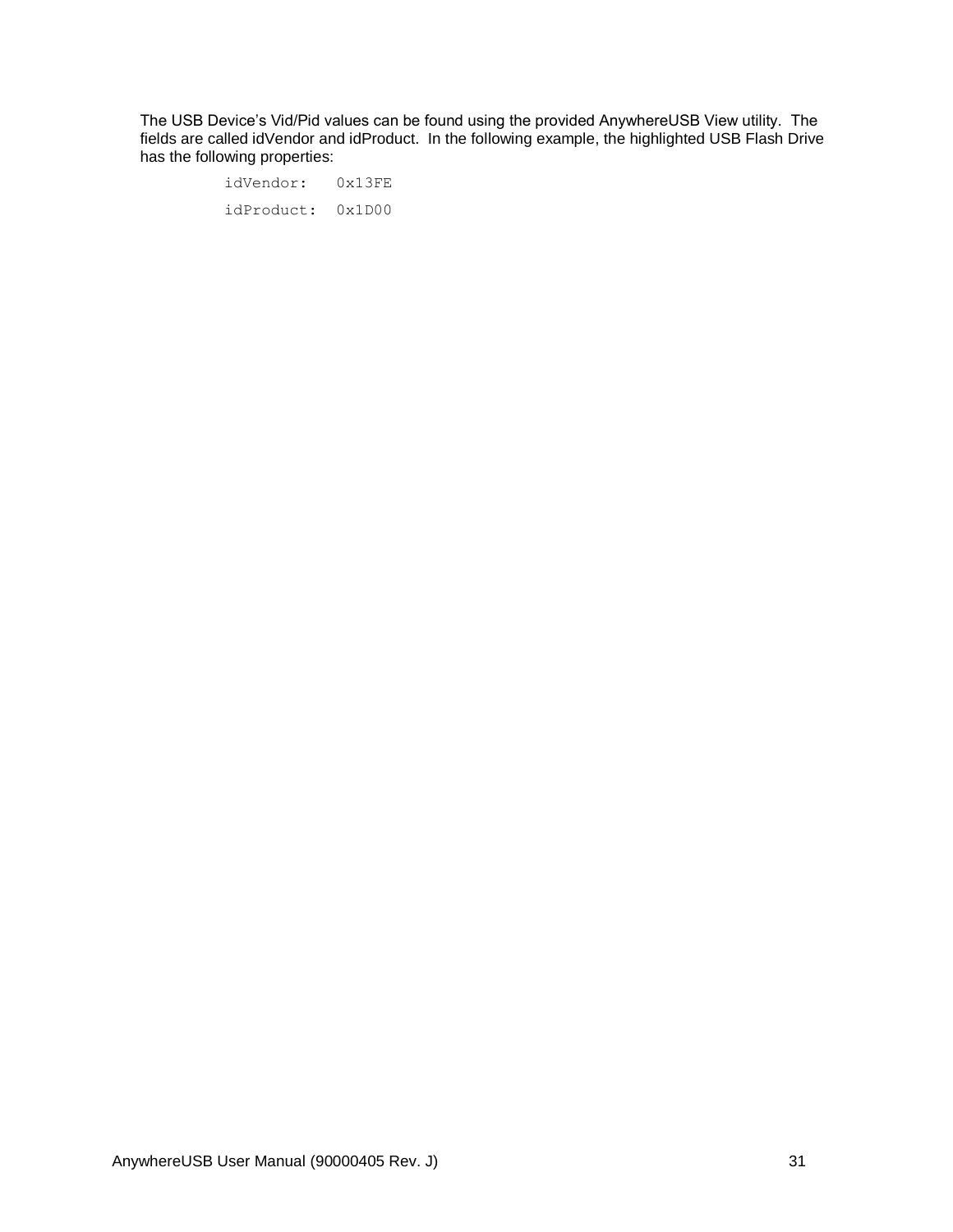The USB Device's Vid/Pid values can be found using the provided AnywhereUSB View utility. The fields are called idVendor and idProduct. In the following example, the highlighted USB Flash Drive has the following properties:

```
idVendor:   0x13FE
idProduct:  0x1D00
```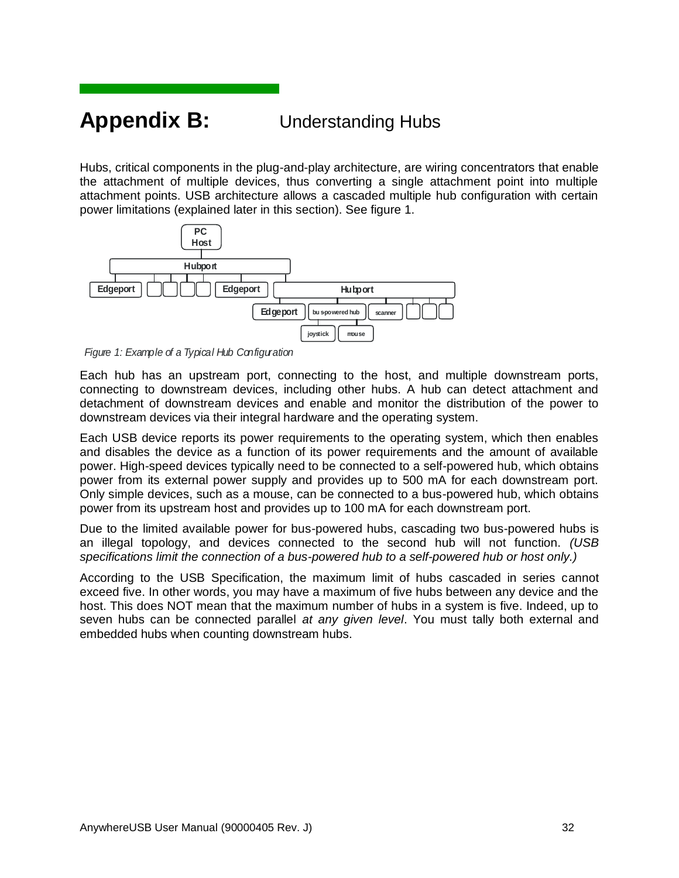# Appendix B: Understanding Hubs

Hubs, critical components in the plug-and-play architecture, are wiring concentrators that enable the attachment of multiple devices, thus converting a single attachment point into multiple attachment points. USB architecture allows a cascaded multiple hub configuration with certain power limitations (explained later in this section). See figure 1.

*Figure 1: Example of a Typical Hub Configuration*

Each hub has an upstream port, connecting to the host, and multiple downstream ports, connecting to downstream devices, including other hubs. A hub can detect attachment and detachment of downstream devices and enable and monitor the distribution of the power to downstream devices via their integral hardware and the operating system.

Each USB device reports its power requirements to the operating system, which then enables and disables the device as a function of its power requirements and the amount of available power. High-speed devices typically need to be connected to a self-powered hub, which obtains power from its external power supply and provides up to 500 mA for each downstream port. Only simple devices, such as a mouse, can be connected to a bus-powered hub, which obtains power from its upstream host and provides up to 100 mA for each downstream port.

Due to the limited available power for bus-powered hubs, cascading two bus-powered hubs is an illegal topology, and devices connected to the second hub will not function. *(USB specifications limit the connection of a bus-powered hub to a self-powered hub or host only.)*

According to the USB Specification, the maximum limit of hubs cascaded in series cannot exceed five. In other words, you may have a maximum of five hubs between any device and the host. This does NOT mean that the maximum number of hubs in a system is five. Indeed, up to seven hubs can be connected parallel *at any given level*. You must tally both external and embedded hubs when counting downstream hubs.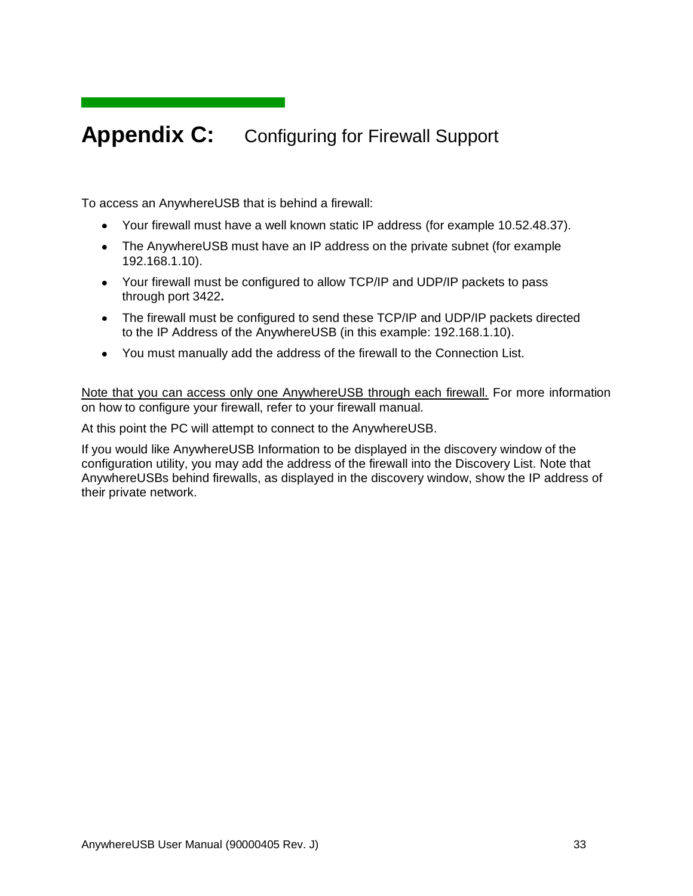# Appendix C: Configuring for Firewall Support

To access an AnywhereUSB that is behind a firewall:

- Your firewall must have a well known static IP address (for example 10.52.48.37).
- The AnywhereUSB must have an IP address on the private subnet (for example 192.168.1.10).
- Your firewall must be configured to allow TCP/IP and UDP/IP packets to pass through port 3422**.**
- The firewall must be configured to send these TCP/IP and UDP/IP packets directed to the IP Address of the AnywhereUSB (in this example: 192.168.1.10).
- You must manually add the address of the firewall to the Connection List.

<u>Note that you can access only one AnywhereUSB through each firewall.</u> For more information on how to configure your firewall, refer to your firewall manual.

At this point the PC will attempt to connect to the AnywhereUSB.

If you would like AnywhereUSB Information to be displayed in the discovery window of the configuration utility, you may add the address of the firewall into the Discovery List. Note that AnywhereUSBs behind firewalls, as displayed in the discovery window, show the IP address of their private network.